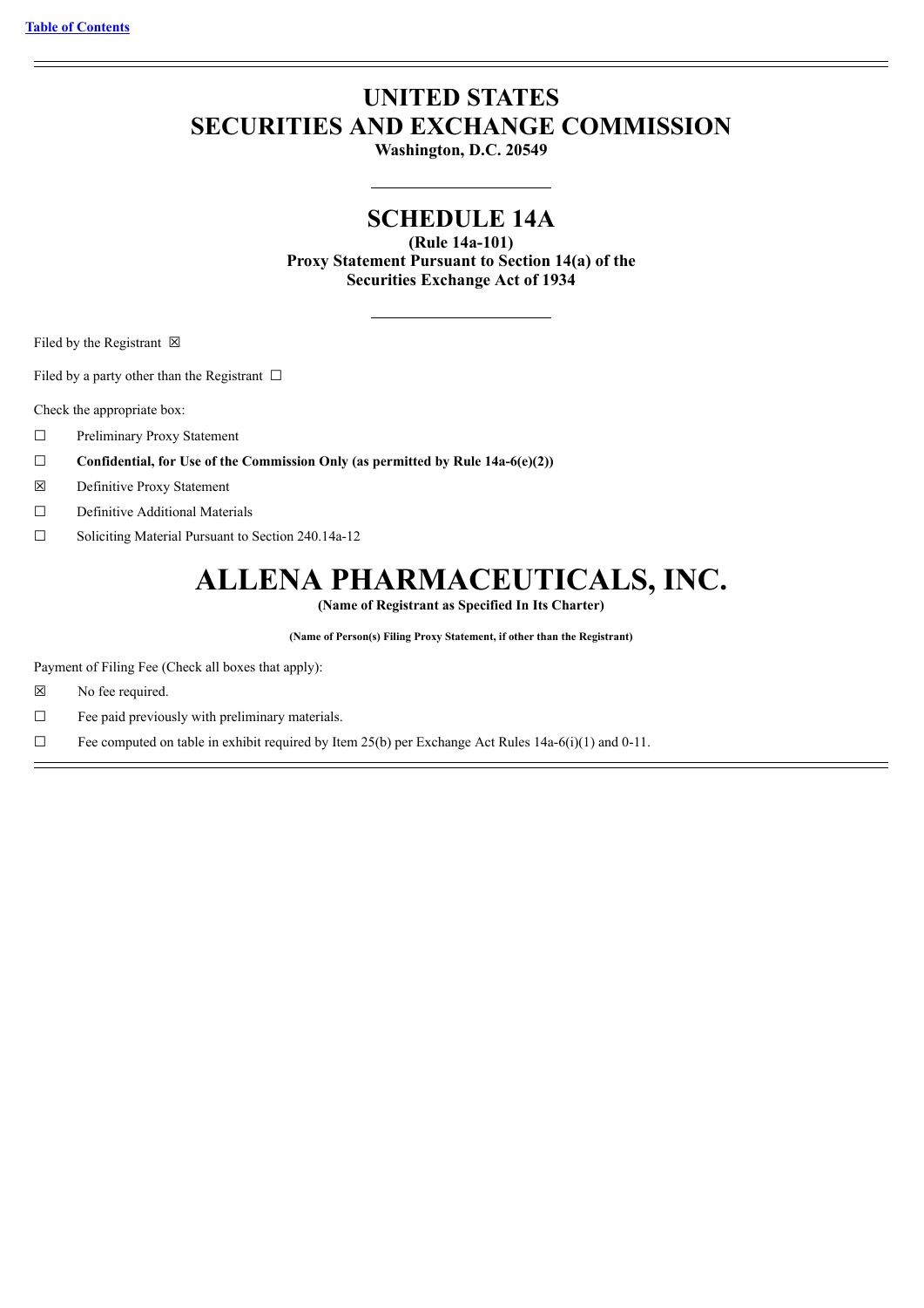[Table of Contents](#)

# UNITED STATES
# SECURITIES AND EXCHANGE COMMISSION

**Washington, D.C. 20549**

## SCHEDULE 14A

**(Rule 14a-101)**
**Proxy Statement Pursuant to Section 14(a) of the Securities Exchange Act of 1934**

Filed by the Registrant ☒

Filed by a party other than the Registrant ☐

Check the appropriate box:

☐ Preliminary Proxy Statement

☐ **Confidential, for Use of the Commission Only (as permitted by Rule 14a-6(e)(2))**

☒ Definitive Proxy Statement

☐ Definitive Additional Materials

☐ Soliciting Material Pursuant to Section 240.14a-12

# ALLENA PHARMACEUTICALS, INC.

**(Name of Registrant as Specified In Its Charter)**

**(Name of Person(s) Filing Proxy Statement, if other than the Registrant)**

Payment of Filing Fee (Check all boxes that apply):

☒ No fee required.

☐ Fee paid previously with preliminary materials.

☐ Fee computed on table in exhibit required by Item 25(b) per Exchange Act Rules 14a-6(i)(1) and 0-11.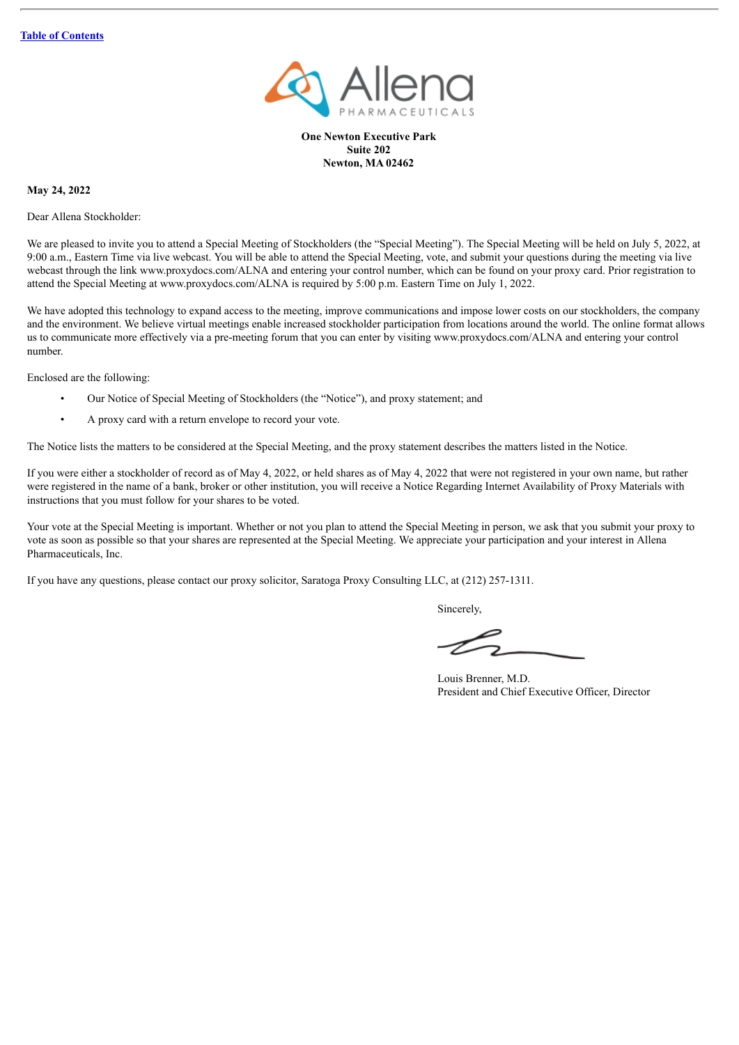**One Newton Executive Park**
**Suite 202**
**Newton, MA 02462**

**May 24, 2022**

Dear Allena Stockholder:

We are pleased to invite you to attend a Special Meeting of Stockholders (the "Special Meeting"). The Special Meeting will be held on July 5, 2022, at 9:00 a.m., Eastern Time via live webcast. You will be able to attend the Special Meeting, vote, and submit your questions during the meeting via live webcast through the link www.proxydocs.com/ALNA and entering your control number, which can be found on your proxy card. Prior registration to attend the Special Meeting at www.proxydocs.com/ALNA is required by 5:00 p.m. Eastern Time on July 1, 2022.

We have adopted this technology to expand access to the meeting, improve communications and impose lower costs on our stockholders, the company and the environment. We believe virtual meetings enable increased stockholder participation from locations around the world. The online format allows us to communicate more effectively via a pre-meeting forum that you can enter by visiting www.proxydocs.com/ALNA and entering your control number.

Enclosed are the following:

- Our Notice of Special Meeting of Stockholders (the "Notice"), and proxy statement; and
- A proxy card with a return envelope to record your vote.

The Notice lists the matters to be considered at the Special Meeting, and the proxy statement describes the matters listed in the Notice.

If you were either a stockholder of record as of May 4, 2022, or held shares as of May 4, 2022 that were not registered in your own name, but rather were registered in the name of a bank, broker or other institution, you will receive a Notice Regarding Internet Availability of Proxy Materials with instructions that you must follow for your shares to be voted.

Your vote at the Special Meeting is important. Whether or not you plan to attend the Special Meeting in person, we ask that you submit your proxy to vote as soon as possible so that your shares are represented at the Special Meeting. We appreciate your participation and your interest in Allena Pharmaceuticals, Inc.

If you have any questions, please contact our proxy solicitor, Saratoga Proxy Consulting LLC, at (212) 257-1311.

Sincerely,

Louis Brenner, M.D.
President and Chief Executive Officer, Director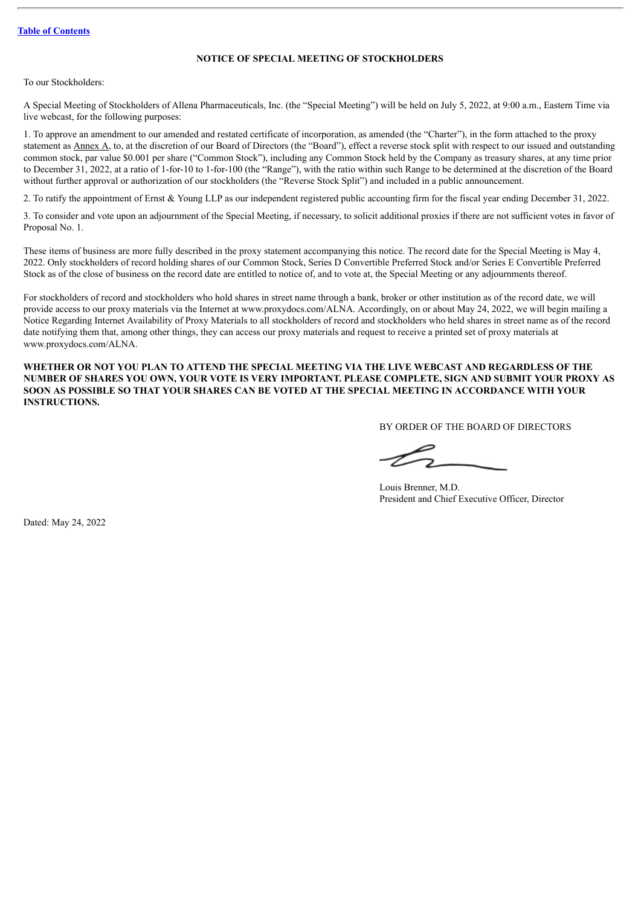## NOTICE OF SPECIAL MEETING OF STOCKHOLDERS

To our Stockholders:

A Special Meeting of Stockholders of Allena Pharmaceuticals, Inc. (the "Special Meeting") will be held on July 5, 2022, at 9:00 a.m., Eastern Time via live webcast, for the following purposes:

1. To approve an amendment to our amended and restated certificate of incorporation, as amended (the "Charter"), in the form attached to the proxy statement as Annex A, to, at the discretion of our Board of Directors (the "Board"), effect a reverse stock split with respect to our issued and outstanding common stock, par value $0.001 per share ("Common Stock"), including any Common Stock held by the Company as treasury shares, at any time prior to December 31, 2022, at a ratio of 1-for-10 to 1-for-100 (the "Range"), with the ratio within such Range to be determined at the discretion of the Board without further approval or authorization of our stockholders (the "Reverse Stock Split") and included in a public announcement.

2. To ratify the appointment of Ernst & Young LLP as our independent registered public accounting firm for the fiscal year ending December 31, 2022.

3. To consider and vote upon an adjournment of the Special Meeting, if necessary, to solicit additional proxies if there are not sufficient votes in favor of Proposal No. 1.

These items of business are more fully described in the proxy statement accompanying this notice. The record date for the Special Meeting is May 4, 2022. Only stockholders of record holding shares of our Common Stock, Series D Convertible Preferred Stock and/or Series E Convertible Preferred Stock as of the close of business on the record date are entitled to notice of, and to vote at, the Special Meeting or any adjournments thereof.

For stockholders of record and stockholders who hold shares in street name through a bank, broker or other institution as of the record date, we will provide access to our proxy materials via the Internet at www.proxydocs.com/ALNA. Accordingly, on or about May 24, 2022, we will begin mailing a Notice Regarding Internet Availability of Proxy Materials to all stockholders of record and stockholders who held shares in street name as of the record date notifying them that, among other things, they can access our proxy materials and request to receive a printed set of proxy materials at www.proxydocs.com/ALNA.

**WHETHER OR NOT YOU PLAN TO ATTEND THE SPECIAL MEETING VIA THE LIVE WEBCAST AND REGARDLESS OF THE NUMBER OF SHARES YOU OWN, YOUR VOTE IS VERY IMPORTANT. PLEASE COMPLETE, SIGN AND SUBMIT YOUR PROXY AS SOON AS POSSIBLE SO THAT YOUR SHARES CAN BE VOTED AT THE SPECIAL MEETING IN ACCORDANCE WITH YOUR INSTRUCTIONS.**

BY ORDER OF THE BOARD OF DIRECTORS

Louis Brenner, M.D.
President and Chief Executive Officer, Director

Dated: May 24, 2022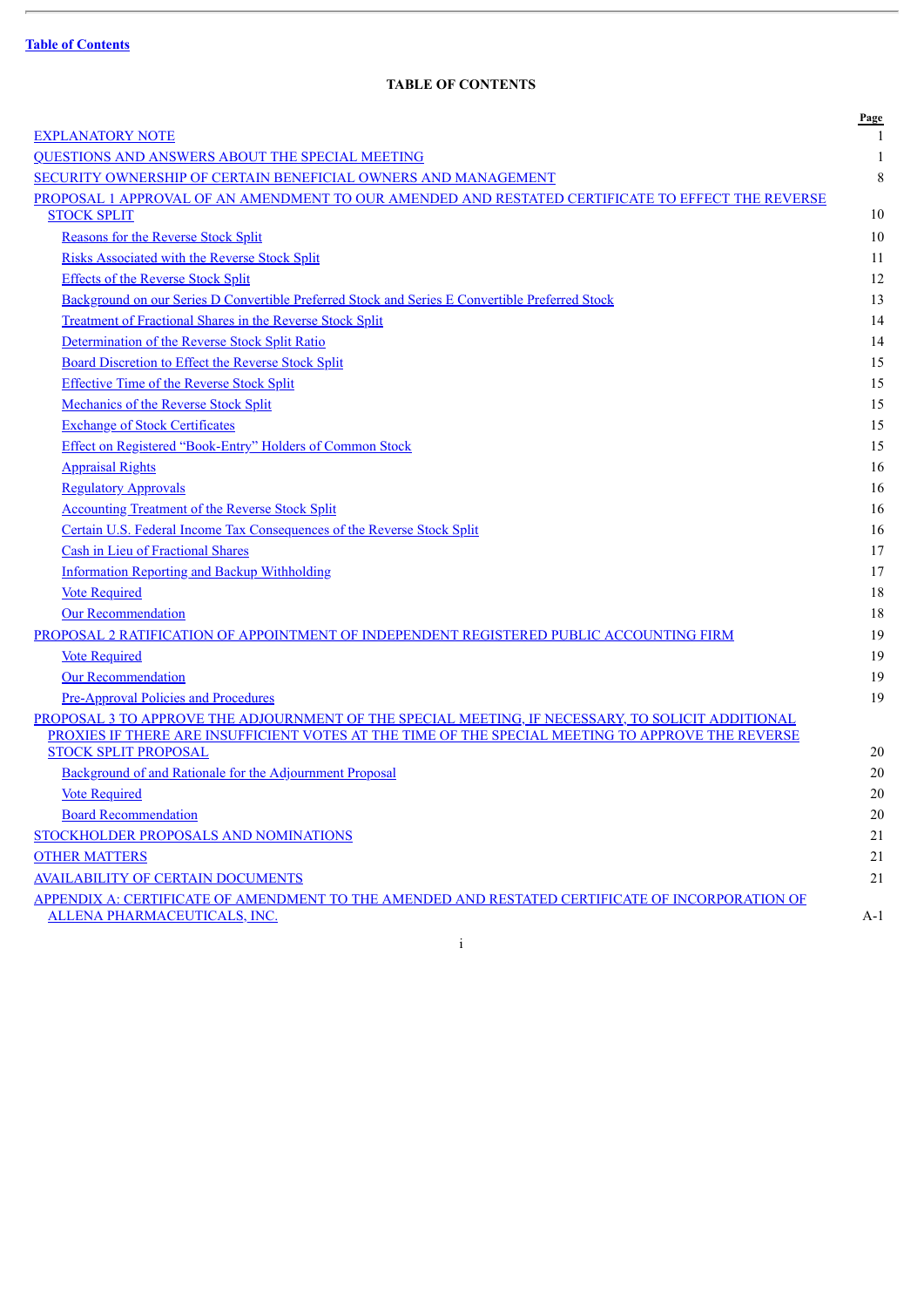Table of Contents

## TABLE OF CONTENTS

| | Page |
|---|---|
| EXPLANATORY NOTE | 1 |
| QUESTIONS AND ANSWERS ABOUT THE SPECIAL MEETING | 1 |
| SECURITY OWNERSHIP OF CERTAIN BENEFICIAL OWNERS AND MANAGEMENT | 8 |
| PROPOSAL 1 APPROVAL OF AN AMENDMENT TO OUR AMENDED AND RESTATED CERTIFICATE TO EFFECT THE REVERSE STOCK SPLIT | 10 |
| Reasons for the Reverse Stock Split | 10 |
| Risks Associated with the Reverse Stock Split | 11 |
| Effects of the Reverse Stock Split | 12 |
| Background on our Series D Convertible Preferred Stock and Series E Convertible Preferred Stock | 13 |
| Treatment of Fractional Shares in the Reverse Stock Split | 14 |
| Determination of the Reverse Stock Split Ratio | 14 |
| Board Discretion to Effect the Reverse Stock Split | 15 |
| Effective Time of the Reverse Stock Split | 15 |
| Mechanics of the Reverse Stock Split | 15 |
| Exchange of Stock Certificates | 15 |
| Effect on Registered "Book-Entry" Holders of Common Stock | 15 |
| Appraisal Rights | 16 |
| Regulatory Approvals | 16 |
| Accounting Treatment of the Reverse Stock Split | 16 |
| Certain U.S. Federal Income Tax Consequences of the Reverse Stock Split | 16 |
| Cash in Lieu of Fractional Shares | 17 |
| Information Reporting and Backup Withholding | 17 |
| Vote Required | 18 |
| Our Recommendation | 18 |
| PROPOSAL 2 RATIFICATION OF APPOINTMENT OF INDEPENDENT REGISTERED PUBLIC ACCOUNTING FIRM | 19 |
| Vote Required | 19 |
| Our Recommendation | 19 |
| Pre-Approval Policies and Procedures | 19 |
| PROPOSAL 3 TO APPROVE THE ADJOURNMENT OF THE SPECIAL MEETING, IF NECESSARY, TO SOLICIT ADDITIONAL PROXIES IF THERE ARE INSUFFICIENT VOTES AT THE TIME OF THE SPECIAL MEETING TO APPROVE THE REVERSE STOCK SPLIT PROPOSAL | 20 |
| Background of and Rationale for the Adjournment Proposal | 20 |
| Vote Required | 20 |
| Board Recommendation | 20 |
| STOCKHOLDER PROPOSALS AND NOMINATIONS | 21 |
| OTHER MATTERS | 21 |
| AVAILABILITY OF CERTAIN DOCUMENTS | 21 |
| APPENDIX A: CERTIFICATE OF AMENDMENT TO THE AMENDED AND RESTATED CERTIFICATE OF INCORPORATION OF ALLENA PHARMACEUTICALS, INC. | A-1 |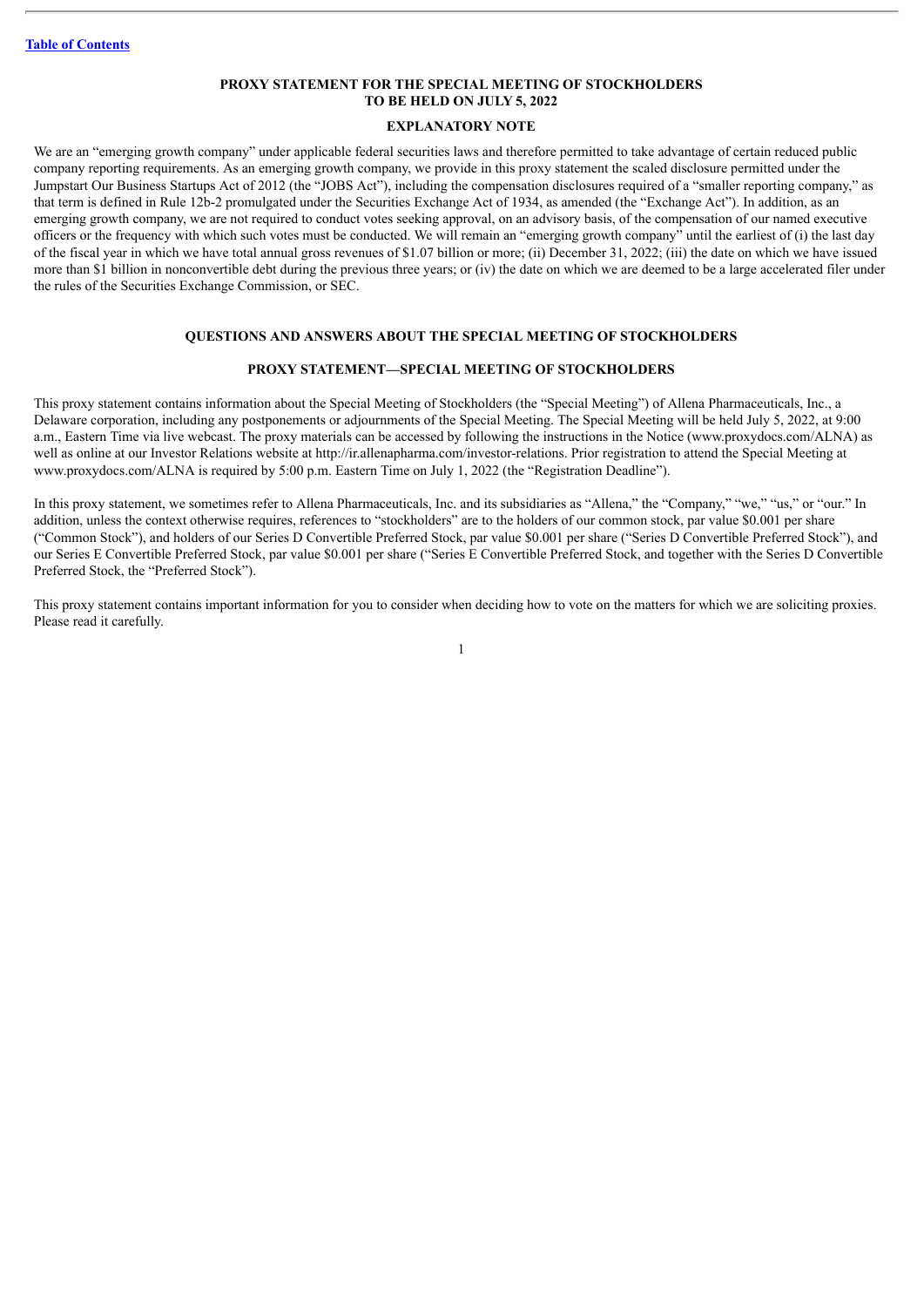**PROXY STATEMENT FOR THE SPECIAL MEETING OF STOCKHOLDERS TO BE HELD ON JULY 5, 2022**

## EXPLANATORY NOTE

We are an "emerging growth company" under applicable federal securities laws and therefore permitted to take advantage of certain reduced public company reporting requirements. As an emerging growth company, we provide in this proxy statement the scaled disclosure permitted under the Jumpstart Our Business Startups Act of 2012 (the "JOBS Act"), including the compensation disclosures required of a "smaller reporting company," as that term is defined in Rule 12b-2 promulgated under the Securities Exchange Act of 1934, as amended (the "Exchange Act"). In addition, as an emerging growth company, we are not required to conduct votes seeking approval, on an advisory basis, of the compensation of our named executive officers or the frequency with which such votes must be conducted. We will remain an "emerging growth company" until the earliest of (i) the last day of the fiscal year in which we have total annual gross revenues of $1.07 billion or more; (ii) December 31, 2022; (iii) the date on which we have issued more than $1 billion in nonconvertible debt during the previous three years; or (iv) the date on which we are deemed to be a large accelerated filer under the rules of the Securities Exchange Commission, or SEC.

## QUESTIONS AND ANSWERS ABOUT THE SPECIAL MEETING OF STOCKHOLDERS

## PROXY STATEMENT—SPECIAL MEETING OF STOCKHOLDERS

This proxy statement contains information about the Special Meeting of Stockholders (the "Special Meeting") of Allena Pharmaceuticals, Inc., a Delaware corporation, including any postponements or adjournments of the Special Meeting. The Special Meeting will be held July 5, 2022, at 9:00 a.m., Eastern Time via live webcast. The proxy materials can be accessed by following the instructions in the Notice (www.proxydocs.com/ALNA) as well as online at our Investor Relations website at http://ir.allenapharma.com/investor-relations. Prior registration to attend the Special Meeting at www.proxydocs.com/ALNA is required by 5:00 p.m. Eastern Time on July 1, 2022 (the "Registration Deadline").

In this proxy statement, we sometimes refer to Allena Pharmaceuticals, Inc. and its subsidiaries as "Allena," the "Company," "we," "us," or "our." In addition, unless the context otherwise requires, references to "stockholders" are to the holders of our common stock, par value $0.001 per share ("Common Stock"), and holders of our Series D Convertible Preferred Stock, par value $0.001 per share ("Series D Convertible Preferred Stock"), and our Series E Convertible Preferred Stock, par value $0.001 per share ("Series E Convertible Preferred Stock, and together with the Series D Convertible Preferred Stock, the "Preferred Stock").

This proxy statement contains important information for you to consider when deciding how to vote on the matters for which we are soliciting proxies. Please read it carefully.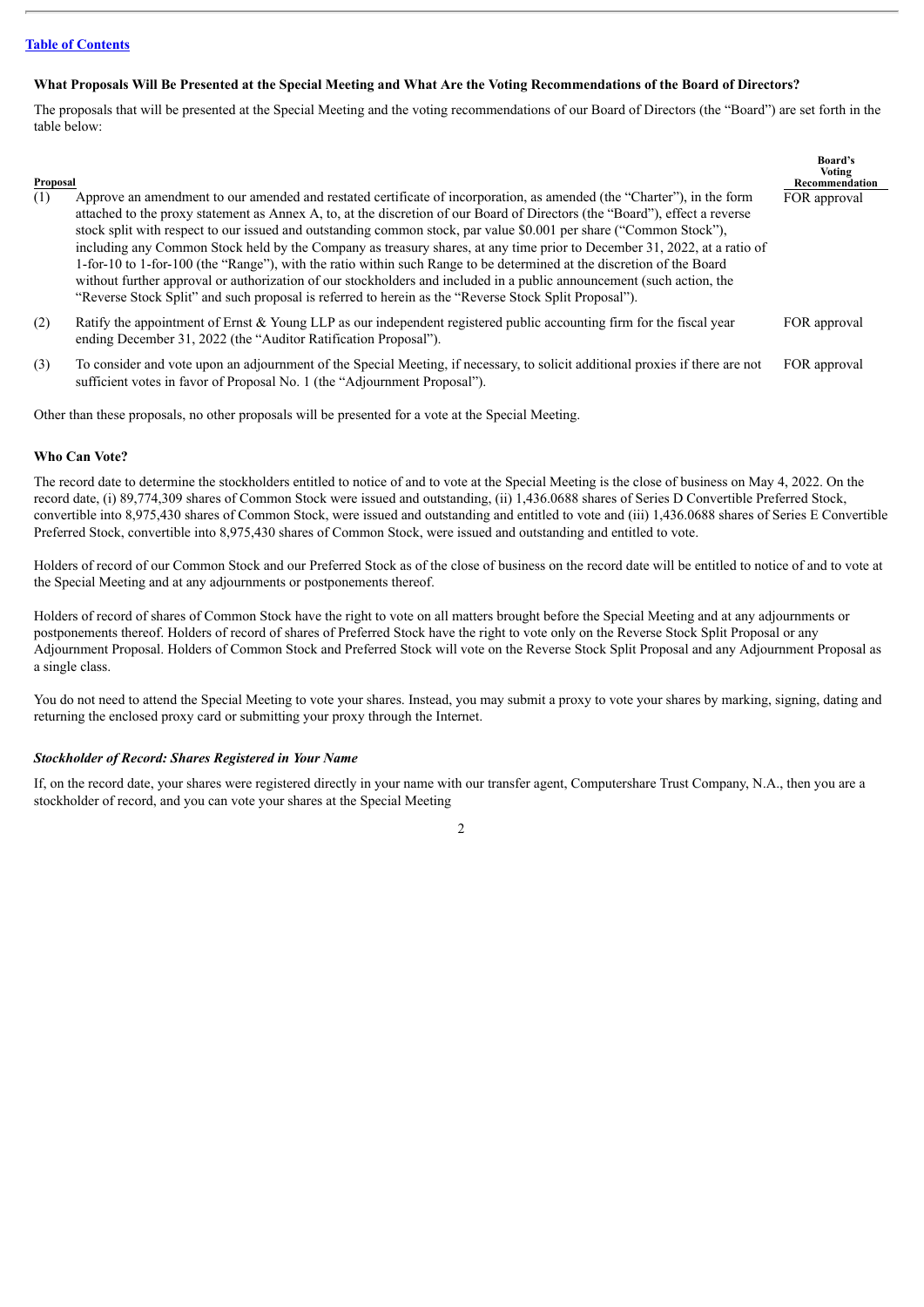### What Proposals Will Be Presented at the Special Meeting and What Are the Voting Recommendations of the Board of Directors?

The proposals that will be presented at the Special Meeting and the voting recommendations of our Board of Directors (the "Board") are set forth in the table below:

| Proposal | | Board's Voting Recommendation |
|---|---|---|
| (1) | Approve an amendment to our amended and restated certificate of incorporation, as amended (the "Charter"), in the form attached to the proxy statement as Annex A, to, at the discretion of our Board of Directors (the "Board"), effect a reverse stock split with respect to our issued and outstanding common stock, par value $0.001 per share ("Common Stock"), including any Common Stock held by the Company as treasury shares, at any time prior to December 31, 2022, at a ratio of 1-for-10 to 1-for-100 (the "Range"), with the ratio within such Range to be determined at the discretion of the Board without further approval or authorization of our stockholders and included in a public announcement (such action, the "Reverse Stock Split" and such proposal is referred to herein as the "Reverse Stock Split Proposal"). | FOR approval |
| (2) | Ratify the appointment of Ernst & Young LLP as our independent registered public accounting firm for the fiscal year ending December 31, 2022 (the "Auditor Ratification Proposal"). | FOR approval |
| (3) | To consider and vote upon an adjournment of the Special Meeting, if necessary, to solicit additional proxies if there are not sufficient votes in favor of Proposal No. 1 (the "Adjournment Proposal"). | FOR approval |

Other than these proposals, no other proposals will be presented for a vote at the Special Meeting.

### Who Can Vote?

The record date to determine the stockholders entitled to notice of and to vote at the Special Meeting is the close of business on May 4, 2022. On the record date, (i) 89,774,309 shares of Common Stock were issued and outstanding, (ii) 1,436.0688 shares of Series D Convertible Preferred Stock, convertible into 8,975,430 shares of Common Stock, were issued and outstanding and entitled to vote and (iii) 1,436.0688 shares of Series E Convertible Preferred Stock, convertible into 8,975,430 shares of Common Stock, were issued and outstanding and entitled to vote.

Holders of record of our Common Stock and our Preferred Stock as of the close of business on the record date will be entitled to notice of and to vote at the Special Meeting and at any adjournments or postponements thereof.

Holders of record of shares of Common Stock have the right to vote on all matters brought before the Special Meeting and at any adjournments or postponements thereof. Holders of record of shares of Preferred Stock have the right to vote only on the Reverse Stock Split Proposal or any Adjournment Proposal. Holders of Common Stock and Preferred Stock will vote on the Reverse Stock Split Proposal and any Adjournment Proposal as a single class.

You do not need to attend the Special Meeting to vote your shares. Instead, you may submit a proxy to vote your shares by marking, signing, dating and returning the enclosed proxy card or submitting your proxy through the Internet.

#### *Stockholder of Record: Shares Registered in Your Name*

If, on the record date, your shares were registered directly in your name with our transfer agent, Computershare Trust Company, N.A., then you are a stockholder of record, and you can vote your shares at the Special Meeting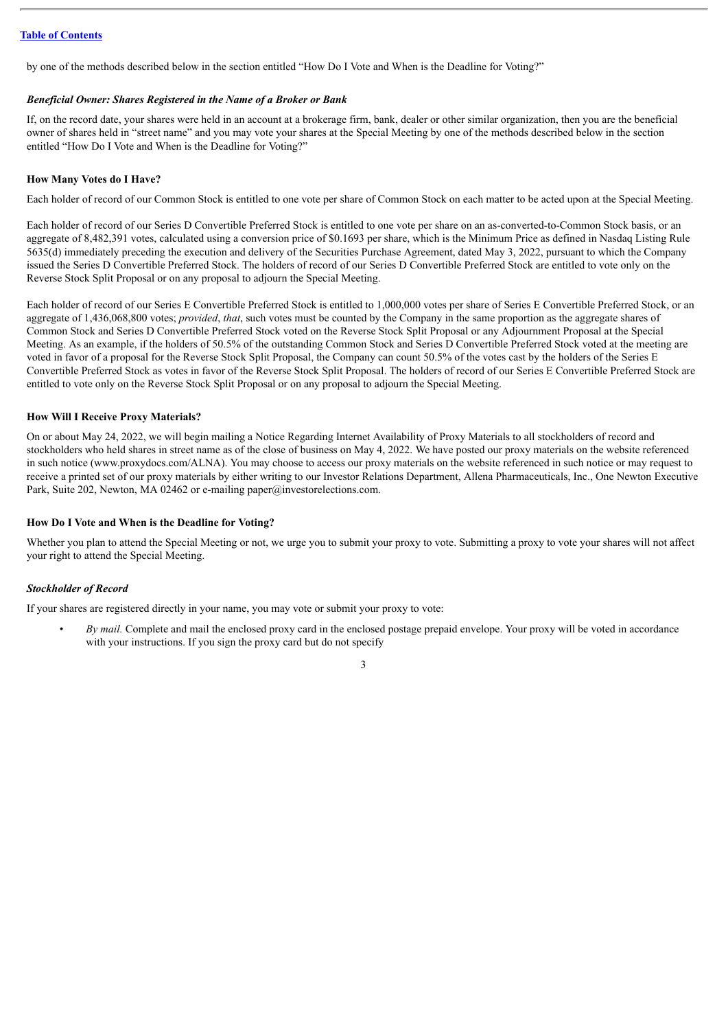by one of the methods described below in the section entitled "How Do I Vote and When is the Deadline for Voting?"

### *Beneficial Owner: Shares Registered in the Name of a Broker or Bank*

If, on the record date, your shares were held in an account at a brokerage firm, bank, dealer or other similar organization, then you are the beneficial owner of shares held in "street name" and you may vote your shares at the Special Meeting by one of the methods described below in the section entitled "How Do I Vote and When is the Deadline for Voting?"

## How Many Votes do I Have?

Each holder of record of our Common Stock is entitled to one vote per share of Common Stock on each matter to be acted upon at the Special Meeting.

Each holder of record of our Series D Convertible Preferred Stock is entitled to one vote per share on an as-converted-to-Common Stock basis, or an aggregate of 8,482,391 votes, calculated using a conversion price of $0.1693 per share, which is the Minimum Price as defined in Nasdaq Listing Rule 5635(d) immediately preceding the execution and delivery of the Securities Purchase Agreement, dated May 3, 2022, pursuant to which the Company issued the Series D Convertible Preferred Stock. The holders of record of our Series D Convertible Preferred Stock are entitled to vote only on the Reverse Stock Split Proposal or on any proposal to adjourn the Special Meeting.

Each holder of record of our Series E Convertible Preferred Stock is entitled to 1,000,000 votes per share of Series E Convertible Preferred Stock, or an aggregate of 1,436,068,800 votes; *provided*, *that*, such votes must be counted by the Company in the same proportion as the aggregate shares of Common Stock and Series D Convertible Preferred Stock voted on the Reverse Stock Split Proposal or any Adjournment Proposal at the Special Meeting. As an example, if the holders of 50.5% of the outstanding Common Stock and Series D Convertible Preferred Stock voted at the meeting are voted in favor of a proposal for the Reverse Stock Split Proposal, the Company can count 50.5% of the votes cast by the holders of the Series E Convertible Preferred Stock as votes in favor of the Reverse Stock Split Proposal. The holders of record of our Series E Convertible Preferred Stock are entitled to vote only on the Reverse Stock Split Proposal or on any proposal to adjourn the Special Meeting.

## How Will I Receive Proxy Materials?

On or about May 24, 2022, we will begin mailing a Notice Regarding Internet Availability of Proxy Materials to all stockholders of record and stockholders who held shares in street name as of the close of business on May 4, 2022. We have posted our proxy materials on the website referenced in such notice (www.proxydocs.com/ALNA). You may choose to access our proxy materials on the website referenced in such notice or may request to receive a printed set of our proxy materials by either writing to our Investor Relations Department, Allena Pharmaceuticals, Inc., One Newton Executive Park, Suite 202, Newton, MA 02462 or e-mailing paper@investorelections.com.

## How Do I Vote and When is the Deadline for Voting?

Whether you plan to attend the Special Meeting or not, we urge you to submit your proxy to vote. Submitting a proxy to vote your shares will not affect your right to attend the Special Meeting.

### *Stockholder of Record*

If your shares are registered directly in your name, you may vote or submit your proxy to vote:

- *By mail.* Complete and mail the enclosed proxy card in the enclosed postage prepaid envelope. Your proxy will be voted in accordance with your instructions. If you sign the proxy card but do not specify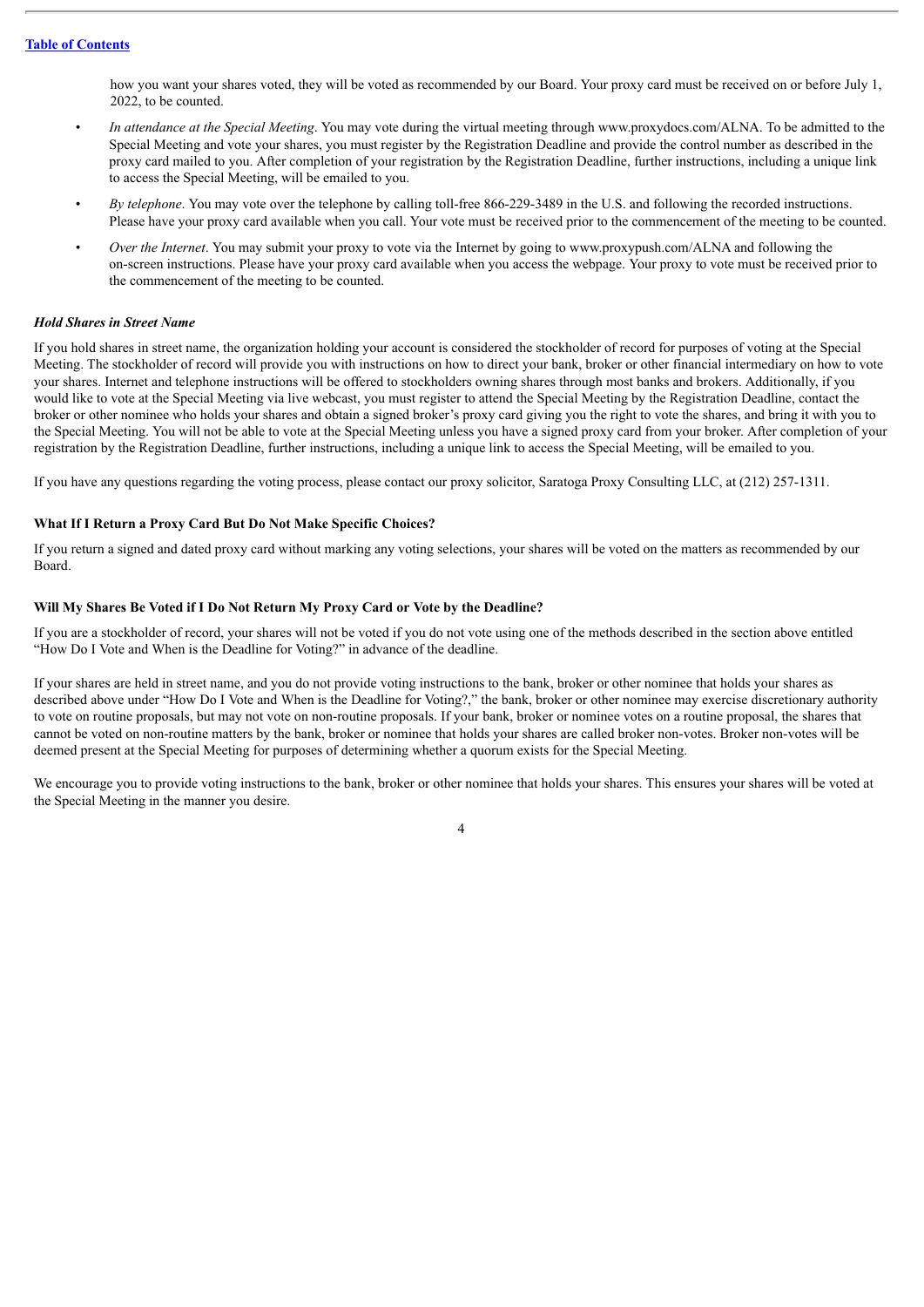how you want your shares voted, they will be voted as recommended by our Board. Your proxy card must be received on or before July 1, 2022, to be counted.

- *In attendance at the Special Meeting*. You may vote during the virtual meeting through www.proxydocs.com/ALNA. To be admitted to the Special Meeting and vote your shares, you must register by the Registration Deadline and provide the control number as described in the proxy card mailed to you. After completion of your registration by the Registration Deadline, further instructions, including a unique link to access the Special Meeting, will be emailed to you.
- *By telephone*. You may vote over the telephone by calling toll-free 866-229-3489 in the U.S. and following the recorded instructions. Please have your proxy card available when you call. Your vote must be received prior to the commencement of the meeting to be counted.
- *Over the Internet*. You may submit your proxy to vote via the Internet by going to www.proxypush.com/ALNA and following the on-screen instructions. Please have your proxy card available when you access the webpage. Your proxy to vote must be received prior to the commencement of the meeting to be counted.

***Hold Shares in Street Name***

If you hold shares in street name, the organization holding your account is considered the stockholder of record for purposes of voting at the Special Meeting. The stockholder of record will provide you with instructions on how to direct your bank, broker or other financial intermediary on how to vote your shares. Internet and telephone instructions will be offered to stockholders owning shares through most banks and brokers. Additionally, if you would like to vote at the Special Meeting via live webcast, you must register to attend the Special Meeting by the Registration Deadline, contact the broker or other nominee who holds your shares and obtain a signed broker's proxy card giving you the right to vote the shares, and bring it with you to the Special Meeting. You will not be able to vote at the Special Meeting unless you have a signed proxy card from your broker. After completion of your registration by the Registration Deadline, further instructions, including a unique link to access the Special Meeting, will be emailed to you.

If you have any questions regarding the voting process, please contact our proxy solicitor, Saratoga Proxy Consulting LLC, at (212) 257-1311.

**What If I Return a Proxy Card But Do Not Make Specific Choices?**

If you return a signed and dated proxy card without marking any voting selections, your shares will be voted on the matters as recommended by our Board.

**Will My Shares Be Voted if I Do Not Return My Proxy Card or Vote by the Deadline?**

If you are a stockholder of record, your shares will not be voted if you do not vote using one of the methods described in the section above entitled "How Do I Vote and When is the Deadline for Voting?" in advance of the deadline.

If your shares are held in street name, and you do not provide voting instructions to the bank, broker or other nominee that holds your shares as described above under "How Do I Vote and When is the Deadline for Voting?," the bank, broker or other nominee may exercise discretionary authority to vote on routine proposals, but may not vote on non-routine proposals. If your bank, broker or nominee votes on a routine proposal, the shares that cannot be voted on non-routine matters by the bank, broker or nominee that holds your shares are called broker non-votes. Broker non-votes will be deemed present at the Special Meeting for purposes of determining whether a quorum exists for the Special Meeting.

We encourage you to provide voting instructions to the bank, broker or other nominee that holds your shares. This ensures your shares will be voted at the Special Meeting in the manner you desire.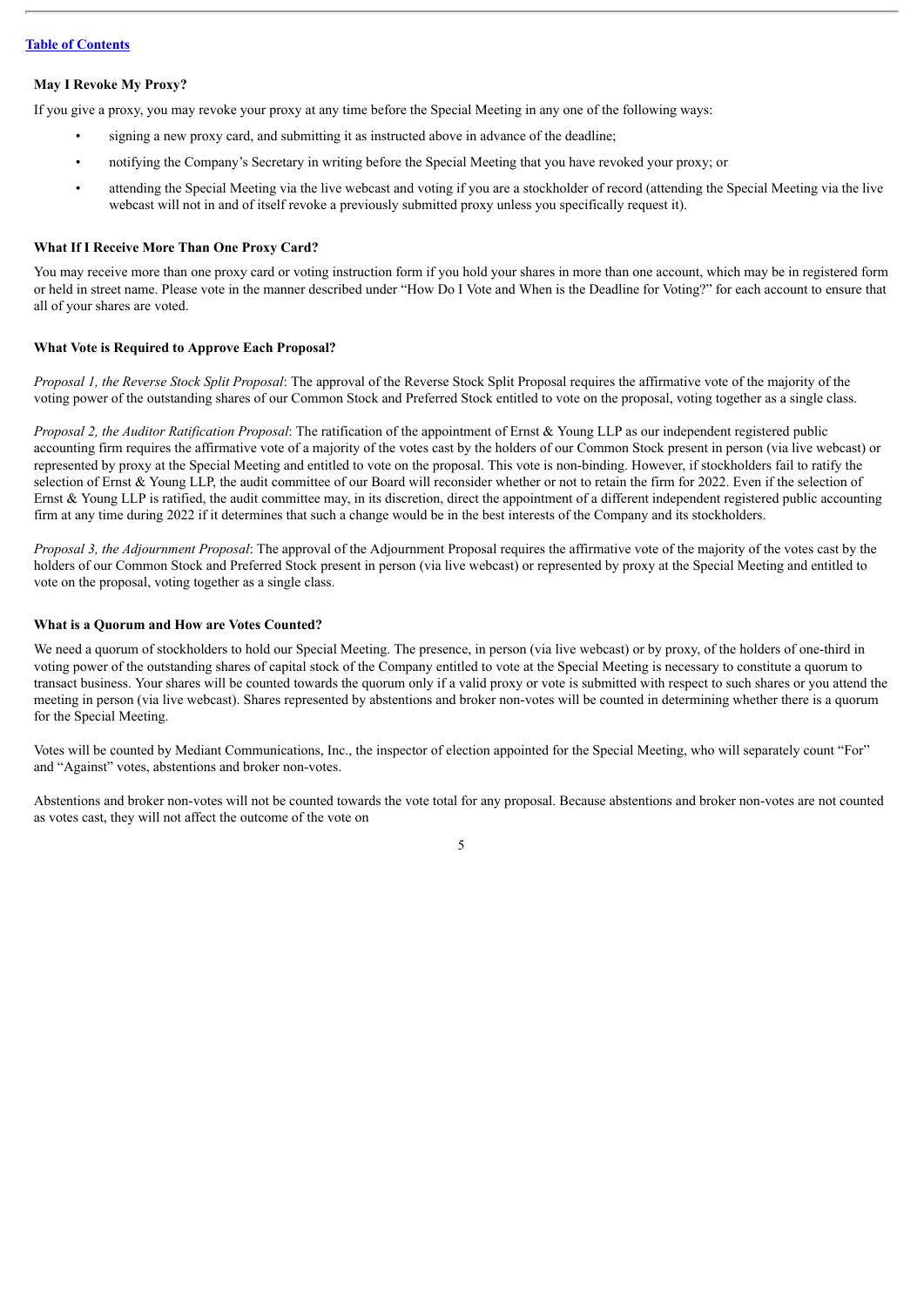**May I Revoke My Proxy?**

If you give a proxy, you may revoke your proxy at any time before the Special Meeting in any one of the following ways:

- signing a new proxy card, and submitting it as instructed above in advance of the deadline;
- notifying the Company's Secretary in writing before the Special Meeting that you have revoked your proxy; or
- attending the Special Meeting via the live webcast and voting if you are a stockholder of record (attending the Special Meeting via the live webcast will not in and of itself revoke a previously submitted proxy unless you specifically request it).

**What If I Receive More Than One Proxy Card?**

You may receive more than one proxy card or voting instruction form if you hold your shares in more than one account, which may be in registered form or held in street name. Please vote in the manner described under "How Do I Vote and When is the Deadline for Voting?" for each account to ensure that all of your shares are voted.

**What Vote is Required to Approve Each Proposal?**

*Proposal 1, the Reverse Stock Split Proposal*: The approval of the Reverse Stock Split Proposal requires the affirmative vote of the majority of the voting power of the outstanding shares of our Common Stock and Preferred Stock entitled to vote on the proposal, voting together as a single class.

*Proposal 2, the Auditor Ratification Proposal*: The ratification of the appointment of Ernst & Young LLP as our independent registered public accounting firm requires the affirmative vote of a majority of the votes cast by the holders of our Common Stock present in person (via live webcast) or represented by proxy at the Special Meeting and entitled to vote on the proposal. This vote is non-binding. However, if stockholders fail to ratify the selection of Ernst & Young LLP, the audit committee of our Board will reconsider whether or not to retain the firm for 2022. Even if the selection of Ernst & Young LLP is ratified, the audit committee may, in its discretion, direct the appointment of a different independent registered public accounting firm at any time during 2022 if it determines that such a change would be in the best interests of the Company and its stockholders.

*Proposal 3, the Adjournment Proposal*: The approval of the Adjournment Proposal requires the affirmative vote of the majority of the votes cast by the holders of our Common Stock and Preferred Stock present in person (via live webcast) or represented by proxy at the Special Meeting and entitled to vote on the proposal, voting together as a single class.

**What is a Quorum and How are Votes Counted?**

We need a quorum of stockholders to hold our Special Meeting. The presence, in person (via live webcast) or by proxy, of the holders of one-third in voting power of the outstanding shares of capital stock of the Company entitled to vote at the Special Meeting is necessary to constitute a quorum to transact business. Your shares will be counted towards the quorum only if a valid proxy or vote is submitted with respect to such shares or you attend the meeting in person (via live webcast). Shares represented by abstentions and broker non-votes will be counted in determining whether there is a quorum for the Special Meeting.

Votes will be counted by Mediant Communications, Inc., the inspector of election appointed for the Special Meeting, who will separately count "For" and "Against" votes, abstentions and broker non-votes.

Abstentions and broker non-votes will not be counted towards the vote total for any proposal. Because abstentions and broker non-votes are not counted as votes cast, they will not affect the outcome of the vote on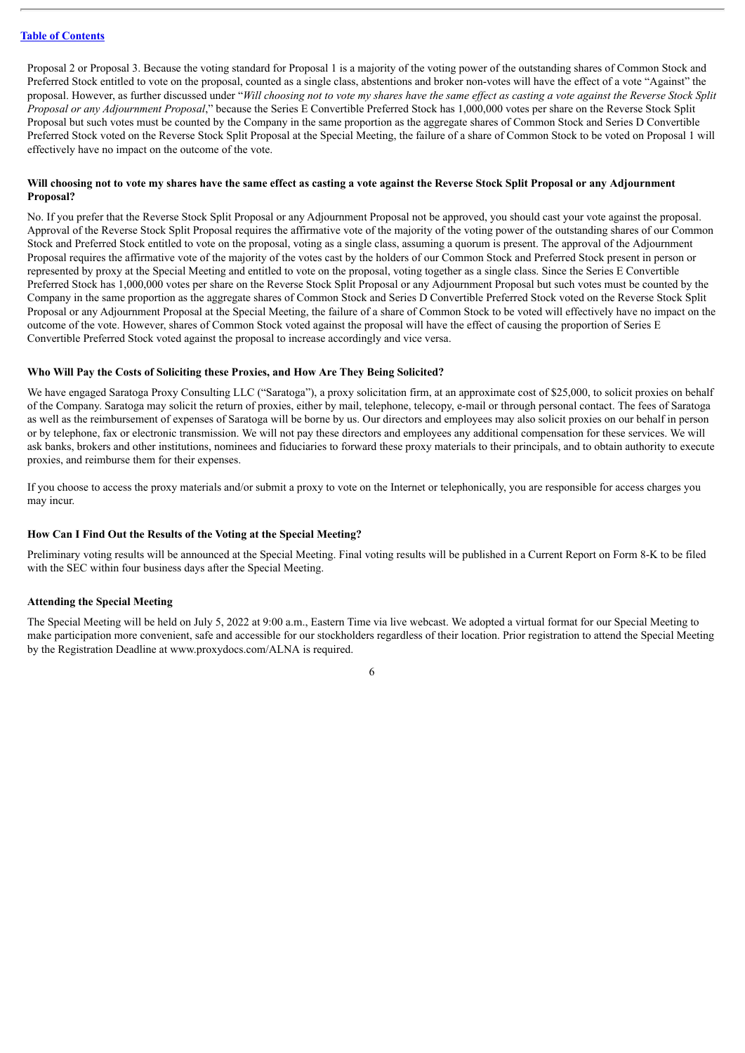Proposal 2 or Proposal 3. Because the voting standard for Proposal 1 is a majority of the voting power of the outstanding shares of Common Stock and Preferred Stock entitled to vote on the proposal, counted as a single class, abstentions and broker non-votes will have the effect of a vote "Against" the proposal. However, as further discussed under "*Will choosing not to vote my shares have the same effect as casting a vote against the Reverse Stock Split Proposal or any Adjournment Proposal*," because the Series E Convertible Preferred Stock has 1,000,000 votes per share on the Reverse Stock Split Proposal but such votes must be counted by the Company in the same proportion as the aggregate shares of Common Stock and Series D Convertible Preferred Stock voted on the Reverse Stock Split Proposal at the Special Meeting, the failure of a share of Common Stock to be voted on Proposal 1 will effectively have no impact on the outcome of the vote.

**Will choosing not to vote my shares have the same effect as casting a vote against the Reverse Stock Split Proposal or any Adjournment Proposal?**

No. If you prefer that the Reverse Stock Split Proposal or any Adjournment Proposal not be approved, you should cast your vote against the proposal. Approval of the Reverse Stock Split Proposal requires the affirmative vote of the majority of the voting power of the outstanding shares of our Common Stock and Preferred Stock entitled to vote on the proposal, voting as a single class, assuming a quorum is present. The approval of the Adjournment Proposal requires the affirmative vote of the majority of the votes cast by the holders of our Common Stock and Preferred Stock present in person or represented by proxy at the Special Meeting and entitled to vote on the proposal, voting together as a single class. Since the Series E Convertible Preferred Stock has 1,000,000 votes per share on the Reverse Stock Split Proposal or any Adjournment Proposal but such votes must be counted by the Company in the same proportion as the aggregate shares of Common Stock and Series D Convertible Preferred Stock voted on the Reverse Stock Split Proposal or any Adjournment Proposal at the Special Meeting, the failure of a share of Common Stock to be voted will effectively have no impact on the outcome of the vote. However, shares of Common Stock voted against the proposal will have the effect of causing the proportion of Series E Convertible Preferred Stock voted against the proposal to increase accordingly and vice versa.

**Who Will Pay the Costs of Soliciting these Proxies, and How Are They Being Solicited?**

We have engaged Saratoga Proxy Consulting LLC ("Saratoga"), a proxy solicitation firm, at an approximate cost of $25,000, to solicit proxies on behalf of the Company. Saratoga may solicit the return of proxies, either by mail, telephone, telecopy, e-mail or through personal contact. The fees of Saratoga as well as the reimbursement of expenses of Saratoga will be borne by us. Our directors and employees may also solicit proxies on our behalf in person or by telephone, fax or electronic transmission. We will not pay these directors and employees any additional compensation for these services. We will ask banks, brokers and other institutions, nominees and fiduciaries to forward these proxy materials to their principals, and to obtain authority to execute proxies, and reimburse them for their expenses.

If you choose to access the proxy materials and/or submit a proxy to vote on the Internet or telephonically, you are responsible for access charges you may incur.

**How Can I Find Out the Results of the Voting at the Special Meeting?**

Preliminary voting results will be announced at the Special Meeting. Final voting results will be published in a Current Report on Form 8-K to be filed with the SEC within four business days after the Special Meeting.

**Attending the Special Meeting**

The Special Meeting will be held on July 5, 2022 at 9:00 a.m., Eastern Time via live webcast. We adopted a virtual format for our Special Meeting to make participation more convenient, safe and accessible for our stockholders regardless of their location. Prior registration to attend the Special Meeting by the Registration Deadline at www.proxydocs.com/ALNA is required.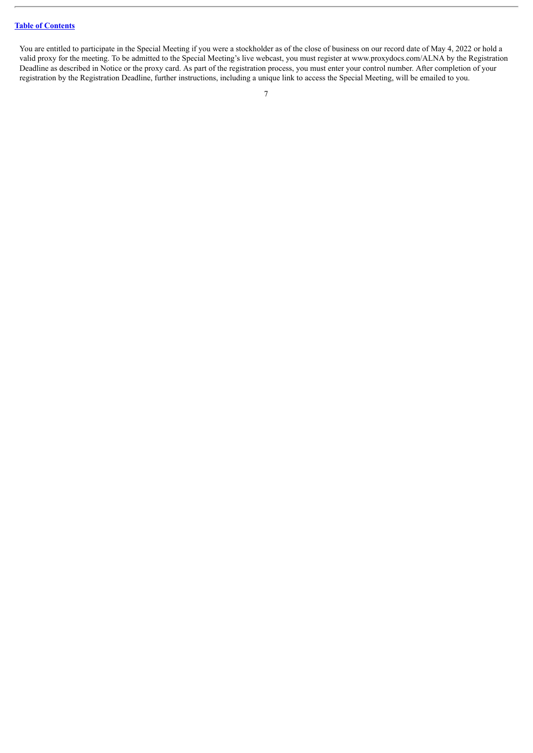You are entitled to participate in the Special Meeting if you were a stockholder as of the close of business on our record date of May 4, 2022 or hold a valid proxy for the meeting. To be admitted to the Special Meeting's live webcast, you must register at www.proxydocs.com/ALNA by the Registration Deadline as described in Notice or the proxy card. As part of the registration process, you must enter your control number. After completion of your registration by the Registration Deadline, further instructions, including a unique link to access the Special Meeting, will be emailed to you.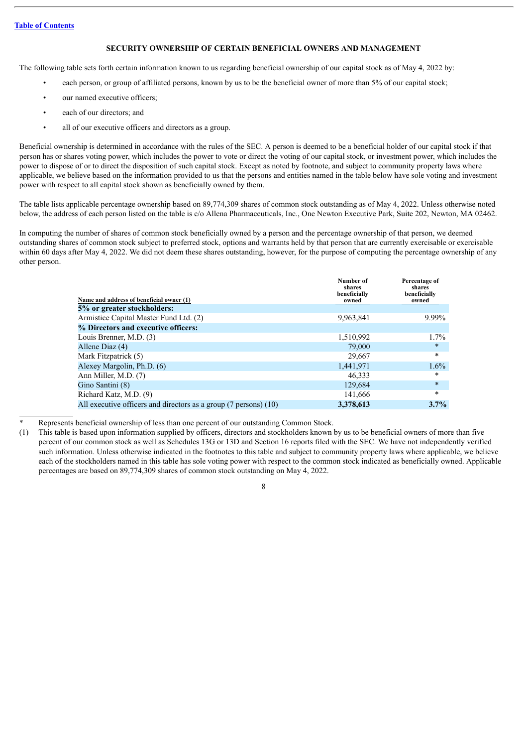[Table of Contents](#)

## SECURITY OWNERSHIP OF CERTAIN BENEFICIAL OWNERS AND MANAGEMENT

The following table sets forth certain information known to us regarding beneficial ownership of our capital stock as of May 4, 2022 by:

- each person, or group of affiliated persons, known by us to be the beneficial owner of more than 5% of our capital stock;
- our named executive officers;
- each of our directors; and
- all of our executive officers and directors as a group.

Beneficial ownership is determined in accordance with the rules of the SEC. A person is deemed to be a beneficial holder of our capital stock if that person has or shares voting power, which includes the power to vote or direct the voting of our capital stock, or investment power, which includes the power to dispose of or to direct the disposition of such capital stock. Except as noted by footnote, and subject to community property laws where applicable, we believe based on the information provided to us that the persons and entities named in the table below have sole voting and investment power with respect to all capital stock shown as beneficially owned by them.

The table lists applicable percentage ownership based on 89,774,309 shares of common stock outstanding as of May 4, 2022. Unless otherwise noted below, the address of each person listed on the table is c/o Allena Pharmaceuticals, Inc., One Newton Executive Park, Suite 202, Newton, MA 02462.

In computing the number of shares of common stock beneficially owned by a person and the percentage ownership of that person, we deemed outstanding shares of common stock subject to preferred stock, options and warrants held by that person that are currently exercisable or exercisable within 60 days after May 4, 2022. We did not deem these shares outstanding, however, for the purpose of computing the percentage ownership of any other person.

| Name and address of beneficial owner (1) | Number of shares beneficially owned | Percentage of shares beneficially owned |
|---|---|---|
| **5% or greater stockholders:** | | |
| Armistice Capital Master Fund Ltd. (2) | 9,963,841 | 9.99% |
| **% Directors and executive officers:** | | |
| Louis Brenner, M.D. (3) | 1,510,992 | 1.7% |
| Allene Diaz (4) | 79,000 | * |
| Mark Fitzpatrick (5) | 29,667 | * |
| Alexey Margolin, Ph.D. (6) | 1,441,971 | 1.6% |
| Ann Miller, M.D. (7) | 46,333 | * |
| Gino Santini (8) | 129,684 | * |
| Richard Katz, M.D. (9) | 141,666 | * |
| All executive officers and directors as a group (7 persons) (10) | **3,378,613** | **3.7%** |

\* Represents beneficial ownership of less than one percent of our outstanding Common Stock.

(1) This table is based upon information supplied by officers, directors and stockholders known by us to be beneficial owners of more than five percent of our common stock as well as Schedules 13G or 13D and Section 16 reports filed with the SEC. We have not independently verified such information. Unless otherwise indicated in the footnotes to this table and subject to community property laws where applicable, we believe each of the stockholders named in this table has sole voting power with respect to the common stock indicated as beneficially owned. Applicable percentages are based on 89,774,309 shares of common stock outstanding on May 4, 2022.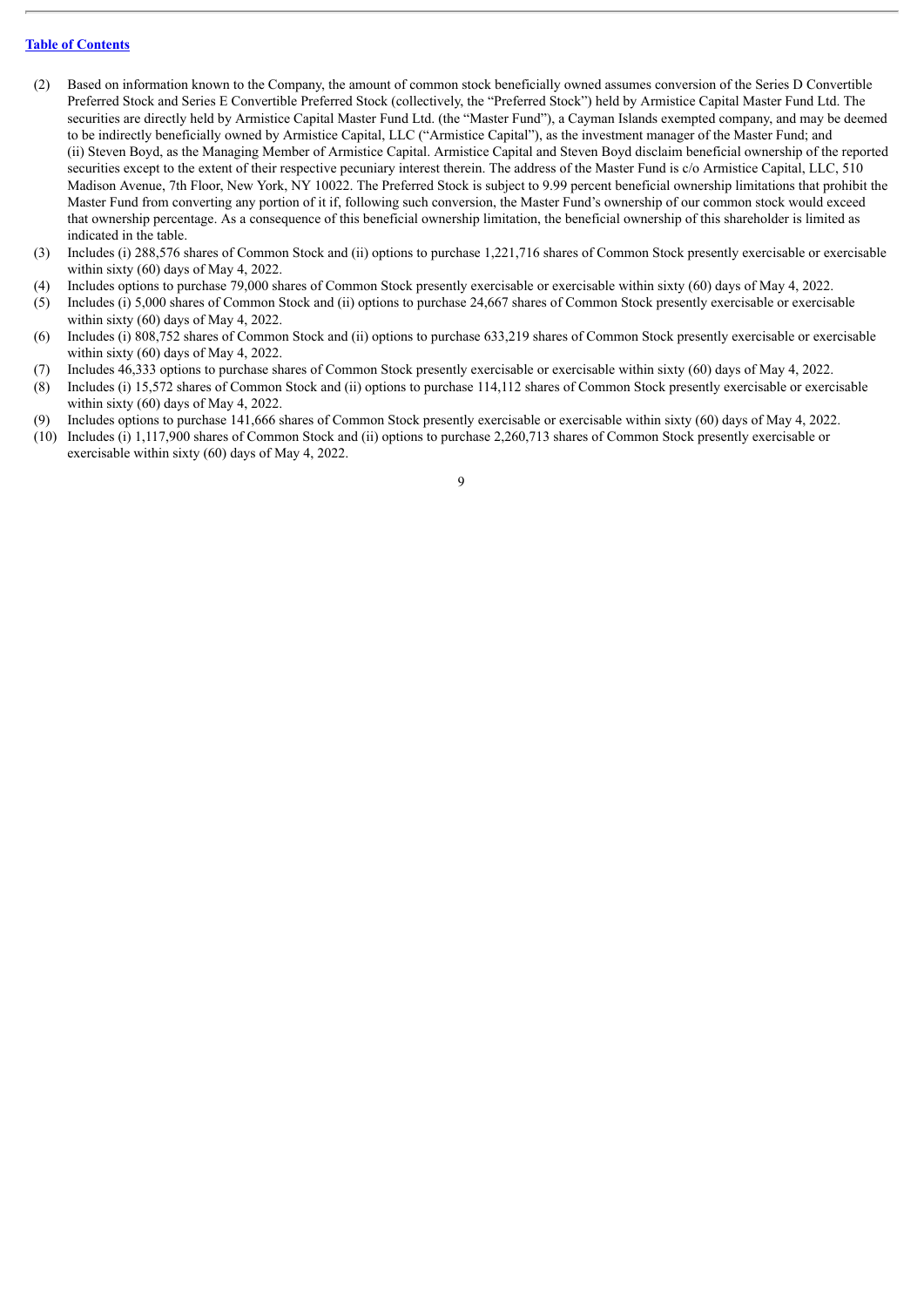(2) Based on information known to the Company, the amount of common stock beneficially owned assumes conversion of the Series D Convertible Preferred Stock and Series E Convertible Preferred Stock (collectively, the "Preferred Stock") held by Armistice Capital Master Fund Ltd. The securities are directly held by Armistice Capital Master Fund Ltd. (the "Master Fund"), a Cayman Islands exempted company, and may be deemed to be indirectly beneficially owned by Armistice Capital, LLC ("Armistice Capital"), as the investment manager of the Master Fund; and (ii) Steven Boyd, as the Managing Member of Armistice Capital. Armistice Capital and Steven Boyd disclaim beneficial ownership of the reported securities except to the extent of their respective pecuniary interest therein. The address of the Master Fund is c/o Armistice Capital, LLC, 510 Madison Avenue, 7th Floor, New York, NY 10022. The Preferred Stock is subject to 9.99 percent beneficial ownership limitations that prohibit the Master Fund from converting any portion of it if, following such conversion, the Master Fund's ownership of our common stock would exceed that ownership percentage. As a consequence of this beneficial ownership limitation, the beneficial ownership of this shareholder is limited as indicated in the table.

(3) Includes (i) 288,576 shares of Common Stock and (ii) options to purchase 1,221,716 shares of Common Stock presently exercisable or exercisable within sixty (60) days of May 4, 2022.

(4) Includes options to purchase 79,000 shares of Common Stock presently exercisable or exercisable within sixty (60) days of May 4, 2022.

(5) Includes (i) 5,000 shares of Common Stock and (ii) options to purchase 24,667 shares of Common Stock presently exercisable or exercisable within sixty (60) days of May 4, 2022.

(6) Includes (i) 808,752 shares of Common Stock and (ii) options to purchase 633,219 shares of Common Stock presently exercisable or exercisable within sixty (60) days of May 4, 2022.

(7) Includes 46,333 options to purchase shares of Common Stock presently exercisable or exercisable within sixty (60) days of May 4, 2022.

(8) Includes (i) 15,572 shares of Common Stock and (ii) options to purchase 114,112 shares of Common Stock presently exercisable or exercisable within sixty (60) days of May 4, 2022.

(9) Includes options to purchase 141,666 shares of Common Stock presently exercisable or exercisable within sixty (60) days of May 4, 2022.

(10) Includes (i) 1,117,900 shares of Common Stock and (ii) options to purchase 2,260,713 shares of Common Stock presently exercisable or exercisable within sixty (60) days of May 4, 2022.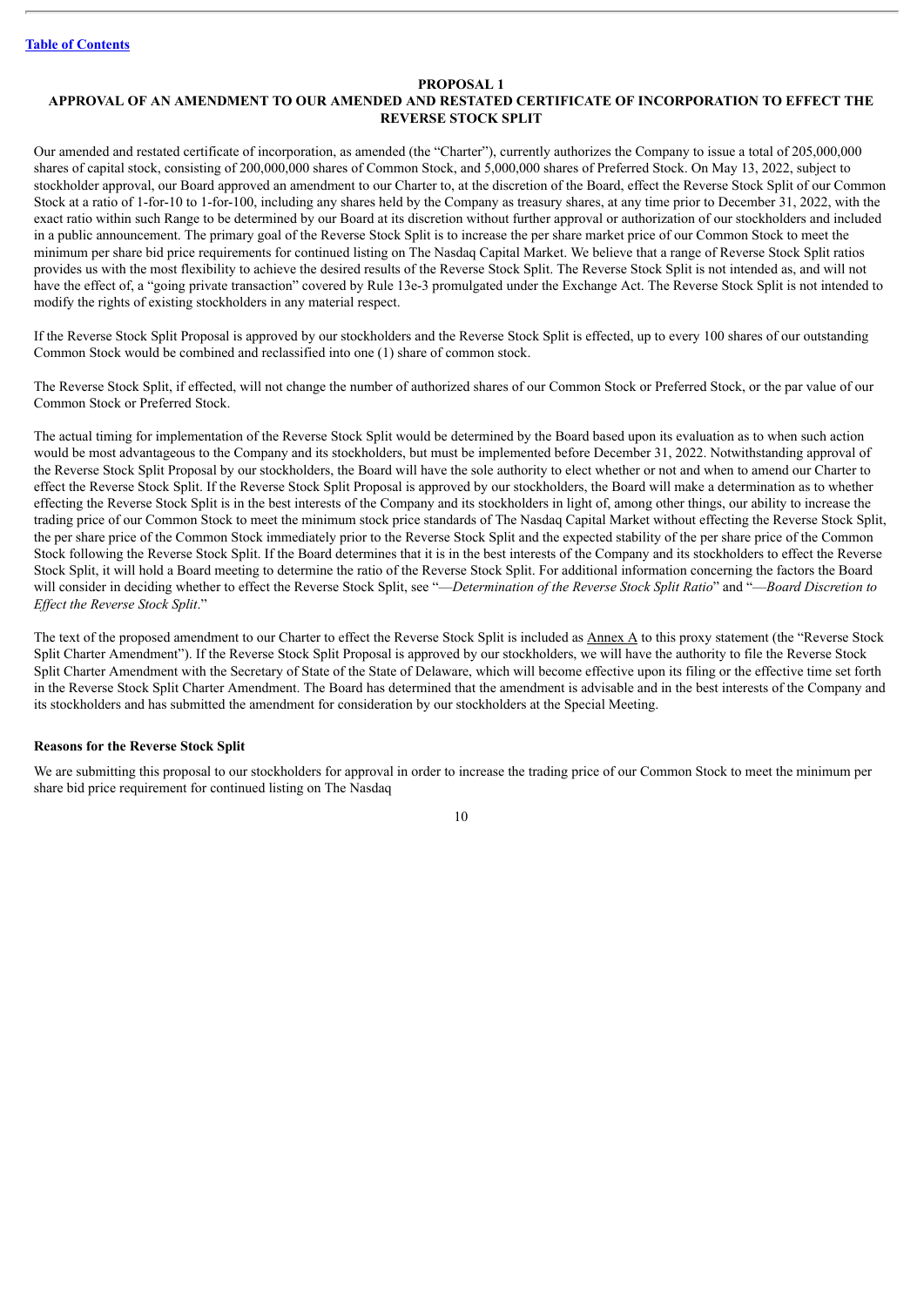[Table of Contents](#)

## PROPOSAL 1
## APPROVAL OF AN AMENDMENT TO OUR AMENDED AND RESTATED CERTIFICATE OF INCORPORATION TO EFFECT THE REVERSE STOCK SPLIT

Our amended and restated certificate of incorporation, as amended (the "Charter"), currently authorizes the Company to issue a total of 205,000,000 shares of capital stock, consisting of 200,000,000 shares of Common Stock, and 5,000,000 shares of Preferred Stock. On May 13, 2022, subject to stockholder approval, our Board approved an amendment to our Charter to, at the discretion of the Board, effect the Reverse Stock Split of our Common Stock at a ratio of 1-for-10 to 1-for-100, including any shares held by the Company as treasury shares, at any time prior to December 31, 2022, with the exact ratio within such Range to be determined by our Board at its discretion without further approval or authorization of our stockholders and included in a public announcement. The primary goal of the Reverse Stock Split is to increase the per share market price of our Common Stock to meet the minimum per share bid price requirements for continued listing on The Nasdaq Capital Market. We believe that a range of Reverse Stock Split ratios provides us with the most flexibility to achieve the desired results of the Reverse Stock Split. The Reverse Stock Split is not intended as, and will not have the effect of, a "going private transaction" covered by Rule 13e-3 promulgated under the Exchange Act. The Reverse Stock Split is not intended to modify the rights of existing stockholders in any material respect.

If the Reverse Stock Split Proposal is approved by our stockholders and the Reverse Stock Split is effected, up to every 100 shares of our outstanding Common Stock would be combined and reclassified into one (1) share of common stock.

The Reverse Stock Split, if effected, will not change the number of authorized shares of our Common Stock or Preferred Stock, or the par value of our Common Stock or Preferred Stock.

The actual timing for implementation of the Reverse Stock Split would be determined by the Board based upon its evaluation as to when such action would be most advantageous to the Company and its stockholders, but must be implemented before December 31, 2022. Notwithstanding approval of the Reverse Stock Split Proposal by our stockholders, the Board will have the sole authority to elect whether or not and when to amend our Charter to effect the Reverse Stock Split. If the Reverse Stock Split Proposal is approved by our stockholders, the Board will make a determination as to whether effecting the Reverse Stock Split is in the best interests of the Company and its stockholders in light of, among other things, our ability to increase the trading price of our Common Stock to meet the minimum stock price standards of The Nasdaq Capital Market without effecting the Reverse Stock Split, the per share price of the Common Stock immediately prior to the Reverse Stock Split and the expected stability of the per share price of the Common Stock following the Reverse Stock Split. If the Board determines that it is in the best interests of the Company and its stockholders to effect the Reverse Stock Split, it will hold a Board meeting to determine the ratio of the Reverse Stock Split. For additional information concerning the factors the Board will consider in deciding whether to effect the Reverse Stock Split, see "*—Determination of the Reverse Stock Split Ratio*" and "*—Board Discretion to Effect the Reverse Stock Split*."

The text of the proposed amendment to our Charter to effect the Reverse Stock Split is included as Annex A to this proxy statement (the "Reverse Stock Split Charter Amendment"). If the Reverse Stock Split Proposal is approved by our stockholders, we will have the authority to file the Reverse Stock Split Charter Amendment with the Secretary of State of the State of Delaware, which will become effective upon its filing or the effective time set forth in the Reverse Stock Split Charter Amendment. The Board has determined that the amendment is advisable and in the best interests of the Company and its stockholders and has submitted the amendment for consideration by our stockholders at the Special Meeting.

**Reasons for the Reverse Stock Split**

We are submitting this proposal to our stockholders for approval in order to increase the trading price of our Common Stock to meet the minimum per share bid price requirement for continued listing on The Nasdaq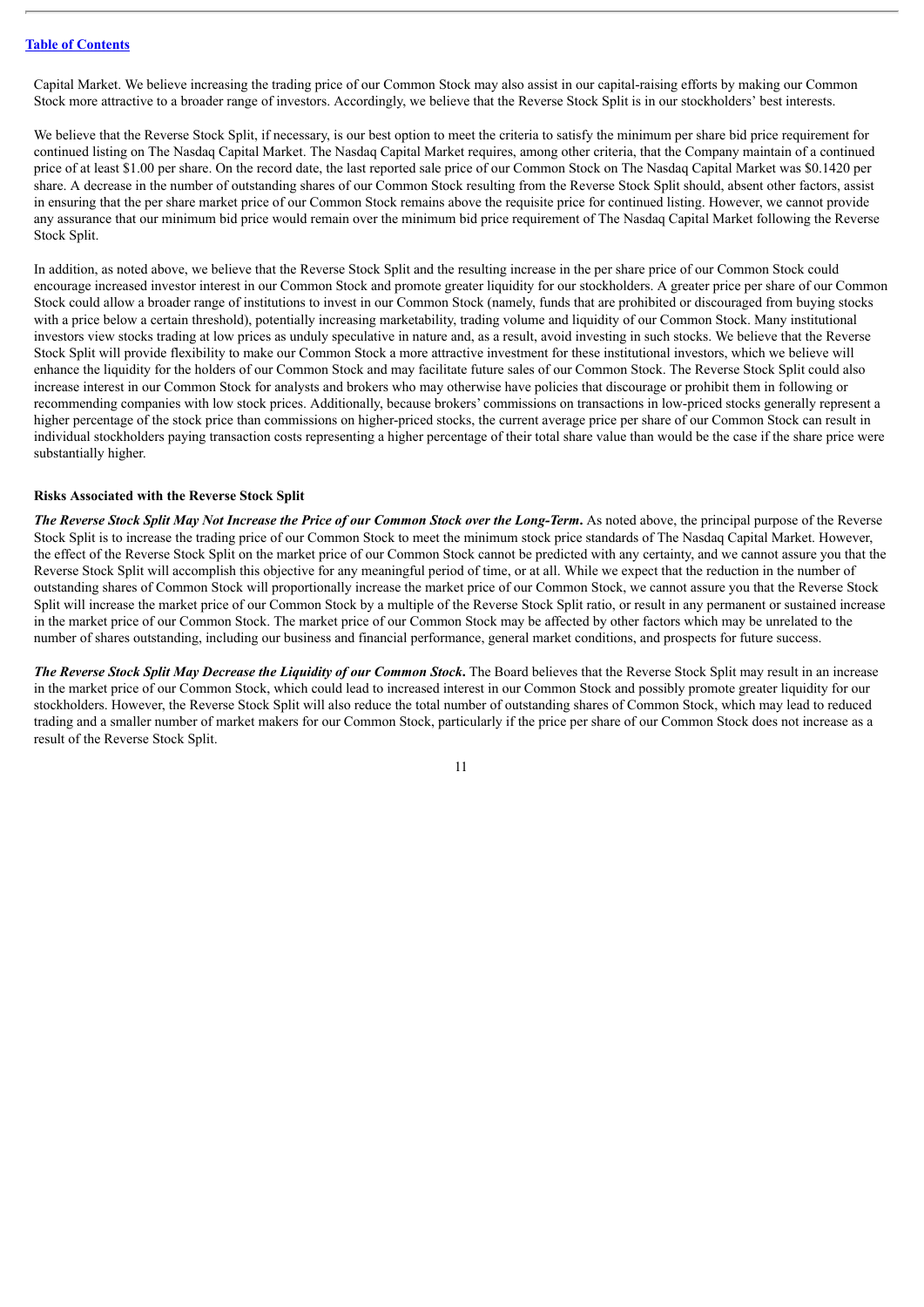Capital Market. We believe increasing the trading price of our Common Stock may also assist in our capital-raising efforts by making our Common Stock more attractive to a broader range of investors. Accordingly, we believe that the Reverse Stock Split is in our stockholders' best interests.

We believe that the Reverse Stock Split, if necessary, is our best option to meet the criteria to satisfy the minimum per share bid price requirement for continued listing on The Nasdaq Capital Market. The Nasdaq Capital Market requires, among other criteria, that the Company maintain of a continued price of at least $1.00 per share. On the record date, the last reported sale price of our Common Stock on The Nasdaq Capital Market was $0.1420 per share. A decrease in the number of outstanding shares of our Common Stock resulting from the Reverse Stock Split should, absent other factors, assist in ensuring that the per share market price of our Common Stock remains above the requisite price for continued listing. However, we cannot provide any assurance that our minimum bid price would remain over the minimum bid price requirement of The Nasdaq Capital Market following the Reverse Stock Split.

In addition, as noted above, we believe that the Reverse Stock Split and the resulting increase in the per share price of our Common Stock could encourage increased investor interest in our Common Stock and promote greater liquidity for our stockholders. A greater price per share of our Common Stock could allow a broader range of institutions to invest in our Common Stock (namely, funds that are prohibited or discouraged from buying stocks with a price below a certain threshold), potentially increasing marketability, trading volume and liquidity of our Common Stock. Many institutional investors view stocks trading at low prices as unduly speculative in nature and, as a result, avoid investing in such stocks. We believe that the Reverse Stock Split will provide flexibility to make our Common Stock a more attractive investment for these institutional investors, which we believe will enhance the liquidity for the holders of our Common Stock and may facilitate future sales of our Common Stock. The Reverse Stock Split could also increase interest in our Common Stock for analysts and brokers who may otherwise have policies that discourage or prohibit them in following or recommending companies with low stock prices. Additionally, because brokers' commissions on transactions in low-priced stocks generally represent a higher percentage of the stock price than commissions on higher-priced stocks, the current average price per share of our Common Stock can result in individual stockholders paying transaction costs representing a higher percentage of their total share value than would be the case if the share price were substantially higher.

**Risks Associated with the Reverse Stock Split**

***The Reverse Stock Split May Not Increase the Price of our Common Stock over the Long-Term*.** As noted above, the principal purpose of the Reverse Stock Split is to increase the trading price of our Common Stock to meet the minimum stock price standards of The Nasdaq Capital Market. However, the effect of the Reverse Stock Split on the market price of our Common Stock cannot be predicted with any certainty, and we cannot assure you that the Reverse Stock Split will accomplish this objective for any meaningful period of time, or at all. While we expect that the reduction in the number of outstanding shares of Common Stock will proportionally increase the market price of our Common Stock, we cannot assure you that the Reverse Stock Split will increase the market price of our Common Stock by a multiple of the Reverse Stock Split ratio, or result in any permanent or sustained increase in the market price of our Common Stock. The market price of our Common Stock may be affected by other factors which may be unrelated to the number of shares outstanding, including our business and financial performance, general market conditions, and prospects for future success.

***The Reverse Stock Split May Decrease the Liquidity of our Common Stock*.** The Board believes that the Reverse Stock Split may result in an increase in the market price of our Common Stock, which could lead to increased interest in our Common Stock and possibly promote greater liquidity for our stockholders. However, the Reverse Stock Split will also reduce the total number of outstanding shares of Common Stock, which may lead to reduced trading and a smaller number of market makers for our Common Stock, particularly if the price per share of our Common Stock does not increase as a result of the Reverse Stock Split.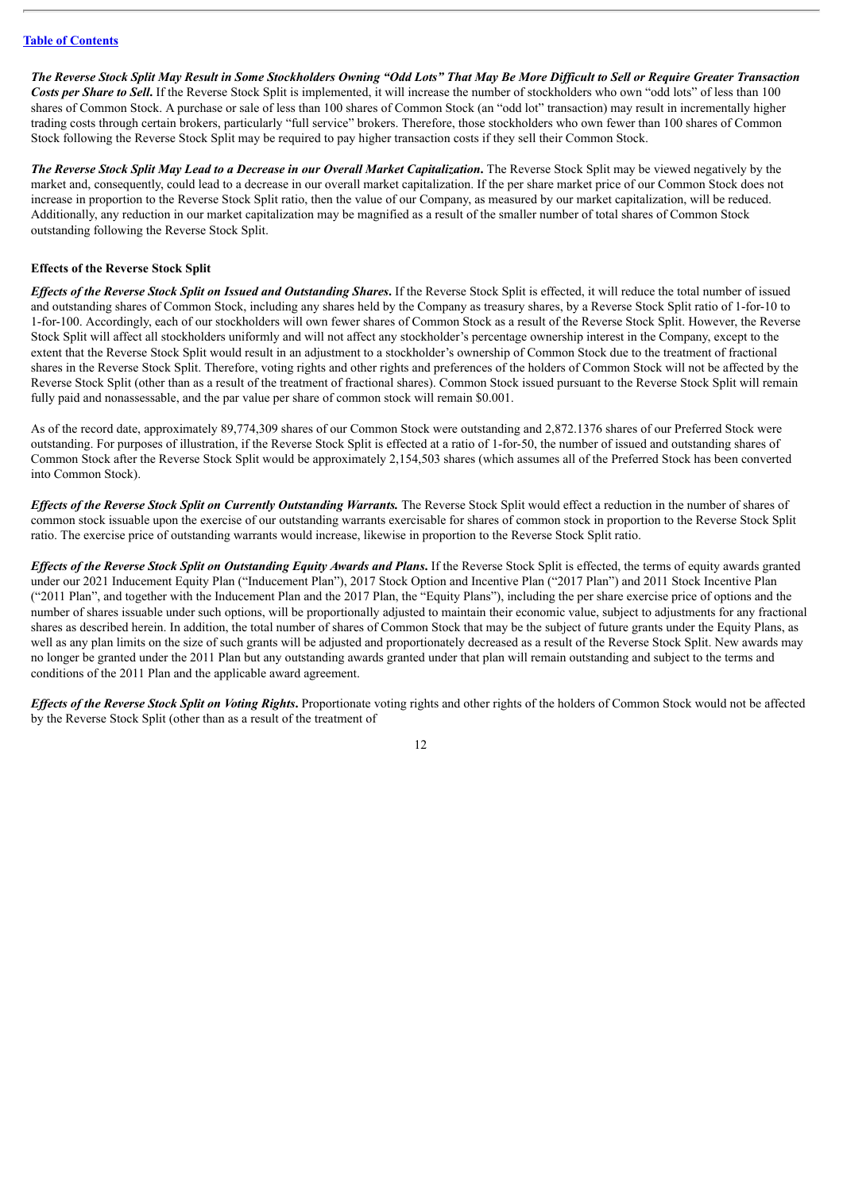[Table of Contents](#)

***The Reverse Stock Split May Result in Some Stockholders Owning "Odd Lots" That May Be More Difficult to Sell or Require Greater Transaction Costs per Share to Sell*.** If the Reverse Stock Split is implemented, it will increase the number of stockholders who own "odd lots" of less than 100 shares of Common Stock. A purchase or sale of less than 100 shares of Common Stock (an "odd lot" transaction) may result in incrementally higher trading costs through certain brokers, particularly "full service" brokers. Therefore, those stockholders who own fewer than 100 shares of Common Stock following the Reverse Stock Split may be required to pay higher transaction costs if they sell their Common Stock.

***The Reverse Stock Split May Lead to a Decrease in our Overall Market Capitalization*.** The Reverse Stock Split may be viewed negatively by the market and, consequently, could lead to a decrease in our overall market capitalization. If the per share market price of our Common Stock does not increase in proportion to the Reverse Stock Split ratio, then the value of our Company, as measured by our market capitalization, will be reduced. Additionally, any reduction in our market capitalization may be magnified as a result of the smaller number of total shares of Common Stock outstanding following the Reverse Stock Split.

**Effects of the Reverse Stock Split**

***Effects of the Reverse Stock Split on Issued and Outstanding Shares*.** If the Reverse Stock Split is effected, it will reduce the total number of issued and outstanding shares of Common Stock, including any shares held by the Company as treasury shares, by a Reverse Stock Split ratio of 1-for-10 to 1-for-100. Accordingly, each of our stockholders will own fewer shares of Common Stock as a result of the Reverse Stock Split. However, the Reverse Stock Split will affect all stockholders uniformly and will not affect any stockholder's percentage ownership interest in the Company, except to the extent that the Reverse Stock Split would result in an adjustment to a stockholder's ownership of Common Stock due to the treatment of fractional shares in the Reverse Stock Split. Therefore, voting rights and other rights and preferences of the holders of Common Stock will not be affected by the Reverse Stock Split (other than as a result of the treatment of fractional shares). Common Stock issued pursuant to the Reverse Stock Split will remain fully paid and nonassessable, and the par value per share of common stock will remain $0.001.

As of the record date, approximately 89,774,309 shares of our Common Stock were outstanding and 2,872.1376 shares of our Preferred Stock were outstanding. For purposes of illustration, if the Reverse Stock Split is effected at a ratio of 1-for-50, the number of issued and outstanding shares of Common Stock after the Reverse Stock Split would be approximately 2,154,503 shares (which assumes all of the Preferred Stock has been converted into Common Stock).

***Effects of the Reverse Stock Split on Currently Outstanding Warrants.*** The Reverse Stock Split would effect a reduction in the number of shares of common stock issuable upon the exercise of our outstanding warrants exercisable for shares of common stock in proportion to the Reverse Stock Split ratio. The exercise price of outstanding warrants would increase, likewise in proportion to the Reverse Stock Split ratio.

***Effects of the Reverse Stock Split on Outstanding Equity Awards and Plans*.** If the Reverse Stock Split is effected, the terms of equity awards granted under our 2021 Inducement Equity Plan ("Inducement Plan"), 2017 Stock Option and Incentive Plan ("2017 Plan") and 2011 Stock Incentive Plan ("2011 Plan", and together with the Inducement Plan and the 2017 Plan, the "Equity Plans"), including the per share exercise price of options and the number of shares issuable under such options, will be proportionally adjusted to maintain their economic value, subject to adjustments for any fractional shares as described herein. In addition, the total number of shares of Common Stock that may be the subject of future grants under the Equity Plans, as well as any plan limits on the size of such grants will be adjusted and proportionately decreased as a result of the Reverse Stock Split. New awards may no longer be granted under the 2011 Plan but any outstanding awards granted under that plan will remain outstanding and subject to the terms and conditions of the 2011 Plan and the applicable award agreement.

***Effects of the Reverse Stock Split on Voting Rights*.** Proportionate voting rights and other rights of the holders of Common Stock would not be affected by the Reverse Stock Split (other than as a result of the treatment of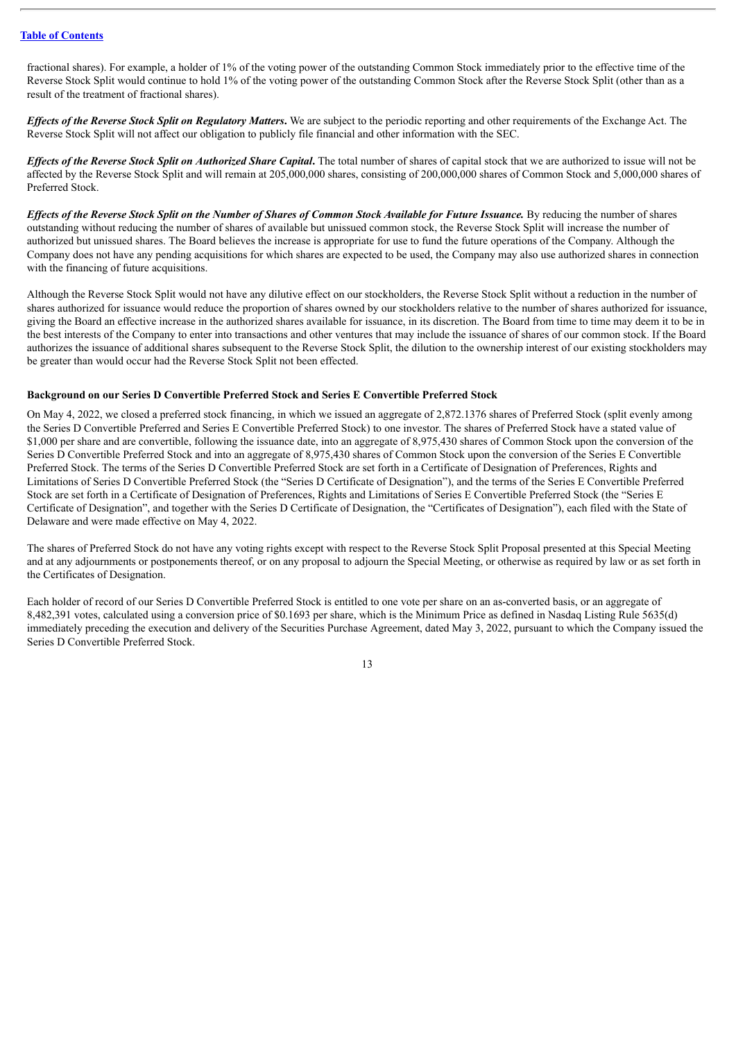fractional shares). For example, a holder of 1% of the voting power of the outstanding Common Stock immediately prior to the effective time of the Reverse Stock Split would continue to hold 1% of the voting power of the outstanding Common Stock after the Reverse Stock Split (other than as a result of the treatment of fractional shares).

***Effects of the Reverse Stock Split on Regulatory Matters.*** We are subject to the periodic reporting and other requirements of the Exchange Act. The Reverse Stock Split will not affect our obligation to publicly file financial and other information with the SEC.

***Effects of the Reverse Stock Split on Authorized Share Capital.*** The total number of shares of capital stock that we are authorized to issue will not be affected by the Reverse Stock Split and will remain at 205,000,000 shares, consisting of 200,000,000 shares of Common Stock and 5,000,000 shares of Preferred Stock.

***Effects of the Reverse Stock Split on the Number of Shares of Common Stock Available for Future Issuance.*** By reducing the number of shares outstanding without reducing the number of shares of available but unissued common stock, the Reverse Stock Split will increase the number of authorized but unissued shares. The Board believes the increase is appropriate for use to fund the future operations of the Company. Although the Company does not have any pending acquisitions for which shares are expected to be used, the Company may also use authorized shares in connection with the financing of future acquisitions.

Although the Reverse Stock Split would not have any dilutive effect on our stockholders, the Reverse Stock Split without a reduction in the number of shares authorized for issuance would reduce the proportion of shares owned by our stockholders relative to the number of shares authorized for issuance, giving the Board an effective increase in the authorized shares available for issuance, in its discretion. The Board from time to time may deem it to be in the best interests of the Company to enter into transactions and other ventures that may include the issuance of shares of our common stock. If the Board authorizes the issuance of additional shares subsequent to the Reverse Stock Split, the dilution to the ownership interest of our existing stockholders may be greater than would occur had the Reverse Stock Split not been effected.

**Background on our Series D Convertible Preferred Stock and Series E Convertible Preferred Stock**

On May 4, 2022, we closed a preferred stock financing, in which we issued an aggregate of 2,872.1376 shares of Preferred Stock (split evenly among the Series D Convertible Preferred and Series E Convertible Preferred Stock) to one investor. The shares of Preferred Stock have a stated value of $1,000 per share and are convertible, following the issuance date, into an aggregate of 8,975,430 shares of Common Stock upon the conversion of the Series D Convertible Preferred Stock and into an aggregate of 8,975,430 shares of Common Stock upon the conversion of the Series E Convertible Preferred Stock. The terms of the Series D Convertible Preferred Stock are set forth in a Certificate of Designation of Preferences, Rights and Limitations of Series D Convertible Preferred Stock (the "Series D Certificate of Designation"), and the terms of the Series E Convertible Preferred Stock are set forth in a Certificate of Designation of Preferences, Rights and Limitations of Series E Convertible Preferred Stock (the "Series E Certificate of Designation", and together with the Series D Certificate of Designation, the "Certificates of Designation"), each filed with the State of Delaware and were made effective on May 4, 2022.

The shares of Preferred Stock do not have any voting rights except with respect to the Reverse Stock Split Proposal presented at this Special Meeting and at any adjournments or postponements thereof, or on any proposal to adjourn the Special Meeting, or otherwise as required by law or as set forth in the Certificates of Designation.

Each holder of record of our Series D Convertible Preferred Stock is entitled to one vote per share on an as-converted basis, or an aggregate of 8,482,391 votes, calculated using a conversion price of $0.1693 per share, which is the Minimum Price as defined in Nasdaq Listing Rule 5635(d) immediately preceding the execution and delivery of the Securities Purchase Agreement, dated May 3, 2022, pursuant to which the Company issued the Series D Convertible Preferred Stock.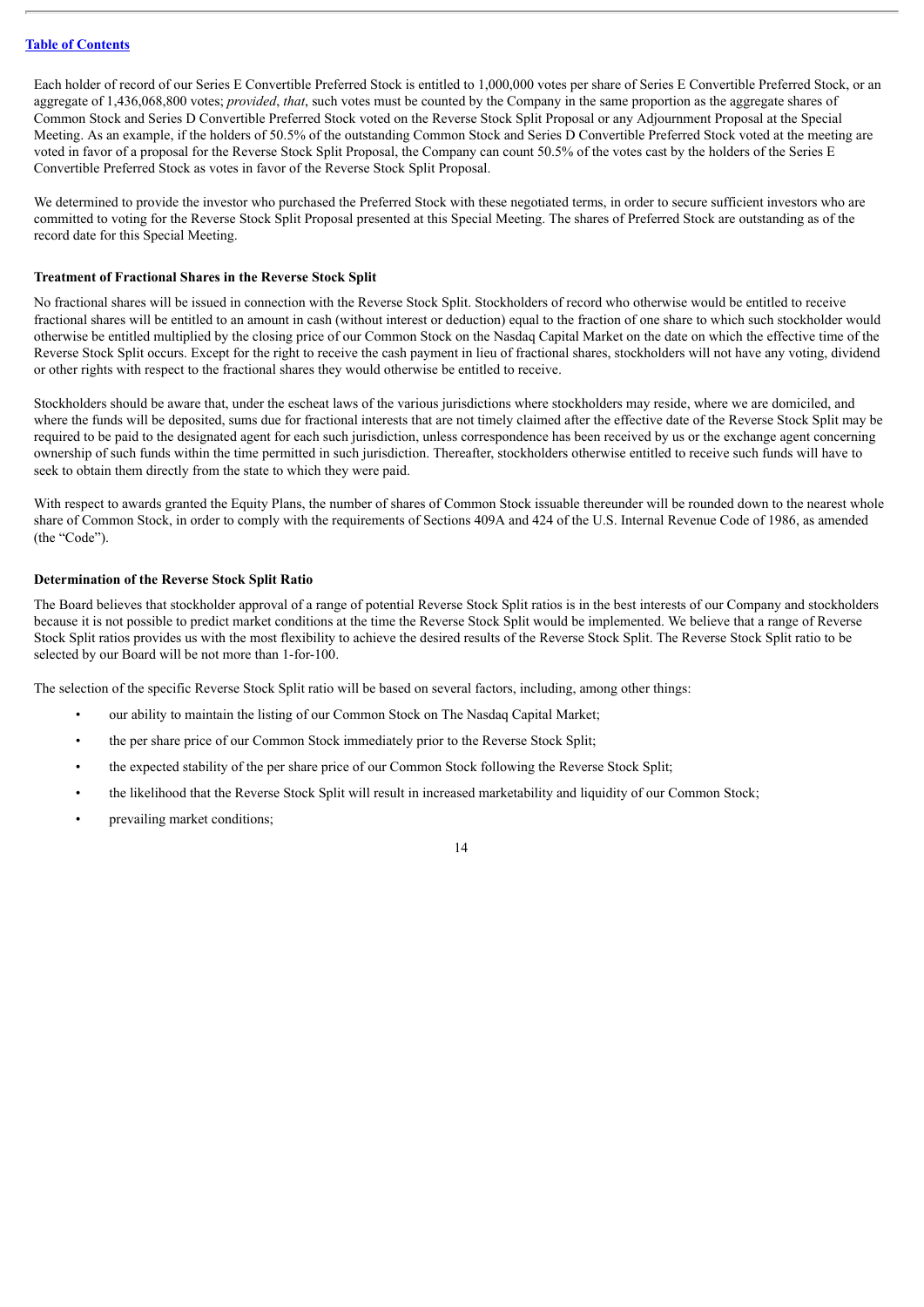Each holder of record of our Series E Convertible Preferred Stock is entitled to 1,000,000 votes per share of Series E Convertible Preferred Stock, or an aggregate of 1,436,068,800 votes; *provided*, *that*, such votes must be counted by the Company in the same proportion as the aggregate shares of Common Stock and Series D Convertible Preferred Stock voted on the Reverse Stock Split Proposal or any Adjournment Proposal at the Special Meeting. As an example, if the holders of 50.5% of the outstanding Common Stock and Series D Convertible Preferred Stock voted at the meeting are voted in favor of a proposal for the Reverse Stock Split Proposal, the Company can count 50.5% of the votes cast by the holders of the Series E Convertible Preferred Stock as votes in favor of the Reverse Stock Split Proposal.

We determined to provide the investor who purchased the Preferred Stock with these negotiated terms, in order to secure sufficient investors who are committed to voting for the Reverse Stock Split Proposal presented at this Special Meeting. The shares of Preferred Stock are outstanding as of the record date for this Special Meeting.

### Treatment of Fractional Shares in the Reverse Stock Split

No fractional shares will be issued in connection with the Reverse Stock Split. Stockholders of record who otherwise would be entitled to receive fractional shares will be entitled to an amount in cash (without interest or deduction) equal to the fraction of one share to which such stockholder would otherwise be entitled multiplied by the closing price of our Common Stock on the Nasdaq Capital Market on the date on which the effective time of the Reverse Stock Split occurs. Except for the right to receive the cash payment in lieu of fractional shares, stockholders will not have any voting, dividend or other rights with respect to the fractional shares they would otherwise be entitled to receive.

Stockholders should be aware that, under the escheat laws of the various jurisdictions where stockholders may reside, where we are domiciled, and where the funds will be deposited, sums due for fractional interests that are not timely claimed after the effective date of the Reverse Stock Split may be required to be paid to the designated agent for each such jurisdiction, unless correspondence has been received by us or the exchange agent concerning ownership of such funds within the time permitted in such jurisdiction. Thereafter, stockholders otherwise entitled to receive such funds will have to seek to obtain them directly from the state to which they were paid.

With respect to awards granted the Equity Plans, the number of shares of Common Stock issuable thereunder will be rounded down to the nearest whole share of Common Stock, in order to comply with the requirements of Sections 409A and 424 of the U.S. Internal Revenue Code of 1986, as amended (the "Code").

### Determination of the Reverse Stock Split Ratio

The Board believes that stockholder approval of a range of potential Reverse Stock Split ratios is in the best interests of our Company and stockholders because it is not possible to predict market conditions at the time the Reverse Stock Split would be implemented. We believe that a range of Reverse Stock Split ratios provides us with the most flexibility to achieve the desired results of the Reverse Stock Split. The Reverse Stock Split ratio to be selected by our Board will be not more than 1-for-100.

The selection of the specific Reverse Stock Split ratio will be based on several factors, including, among other things:

- our ability to maintain the listing of our Common Stock on The Nasdaq Capital Market;
- the per share price of our Common Stock immediately prior to the Reverse Stock Split;
- the expected stability of the per share price of our Common Stock following the Reverse Stock Split;
- the likelihood that the Reverse Stock Split will result in increased marketability and liquidity of our Common Stock;
- prevailing market conditions;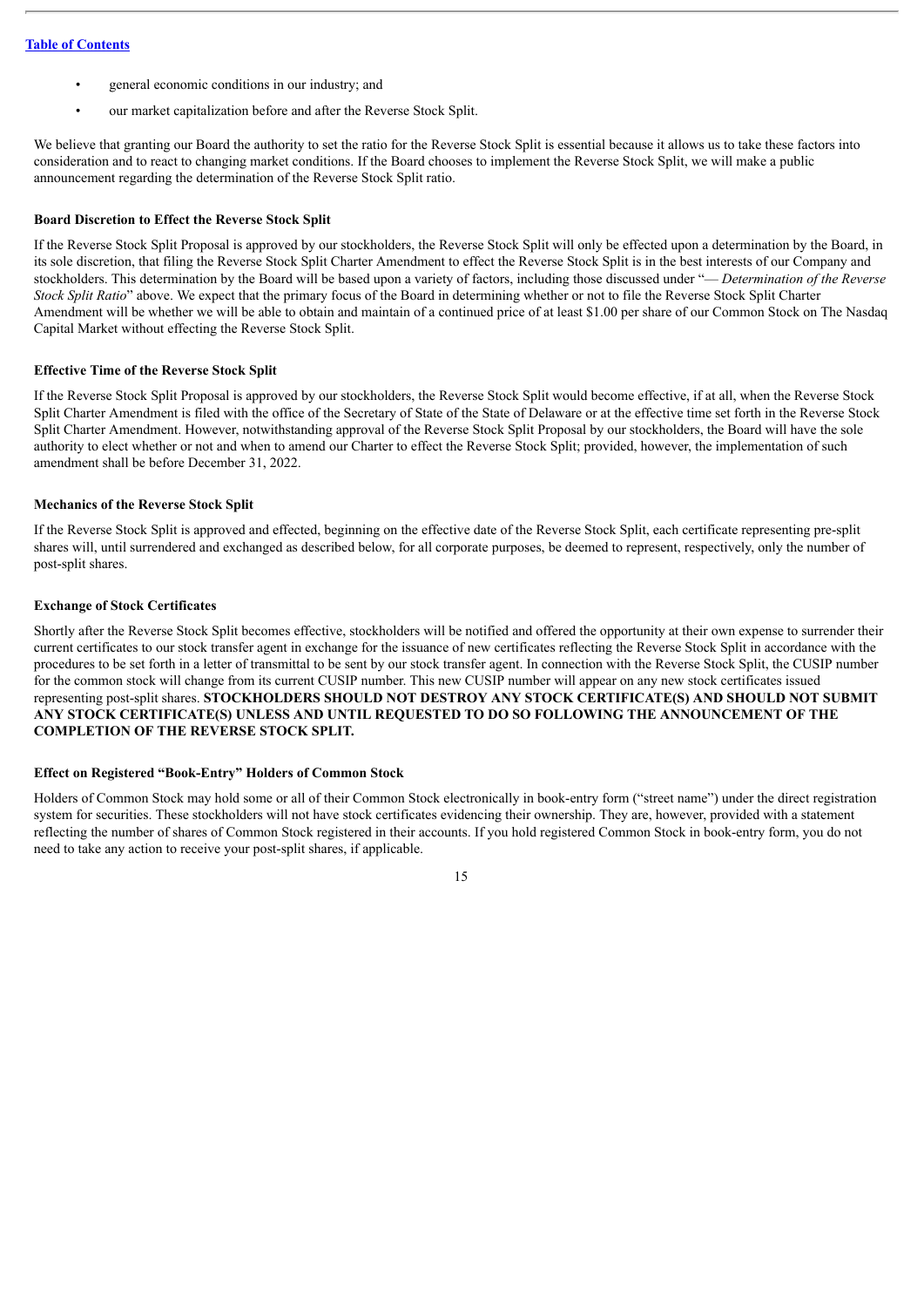- general economic conditions in our industry; and
- our market capitalization before and after the Reverse Stock Split.

We believe that granting our Board the authority to set the ratio for the Reverse Stock Split is essential because it allows us to take these factors into consideration and to react to changing market conditions. If the Board chooses to implement the Reverse Stock Split, we will make a public announcement regarding the determination of the Reverse Stock Split ratio.

**Board Discretion to Effect the Reverse Stock Split**

If the Reverse Stock Split Proposal is approved by our stockholders, the Reverse Stock Split will only be effected upon a determination by the Board, in its sole discretion, that filing the Reverse Stock Split Charter Amendment to effect the Reverse Stock Split is in the best interests of our Company and stockholders. This determination by the Board will be based upon a variety of factors, including those discussed under "— *Determination of the Reverse Stock Split Ratio*" above. We expect that the primary focus of the Board in determining whether or not to file the Reverse Stock Split Charter Amendment will be whether we will be able to obtain and maintain of a continued price of at least $1.00 per share of our Common Stock on The Nasdaq Capital Market without effecting the Reverse Stock Split.

**Effective Time of the Reverse Stock Split**

If the Reverse Stock Split Proposal is approved by our stockholders, the Reverse Stock Split would become effective, if at all, when the Reverse Stock Split Charter Amendment is filed with the office of the Secretary of State of the State of Delaware or at the effective time set forth in the Reverse Stock Split Charter Amendment. However, notwithstanding approval of the Reverse Stock Split Proposal by our stockholders, the Board will have the sole authority to elect whether or not and when to amend our Charter to effect the Reverse Stock Split; provided, however, the implementation of such amendment shall be before December 31, 2022.

**Mechanics of the Reverse Stock Split**

If the Reverse Stock Split is approved and effected, beginning on the effective date of the Reverse Stock Split, each certificate representing pre-split shares will, until surrendered and exchanged as described below, for all corporate purposes, be deemed to represent, respectively, only the number of post-split shares.

**Exchange of Stock Certificates**

Shortly after the Reverse Stock Split becomes effective, stockholders will be notified and offered the opportunity at their own expense to surrender their current certificates to our stock transfer agent in exchange for the issuance of new certificates reflecting the Reverse Stock Split in accordance with the procedures to be set forth in a letter of transmittal to be sent by our stock transfer agent. In connection with the Reverse Stock Split, the CUSIP number for the common stock will change from its current CUSIP number. This new CUSIP number will appear on any new stock certificates issued representing post-split shares. **STOCKHOLDERS SHOULD NOT DESTROY ANY STOCK CERTIFICATE(S) AND SHOULD NOT SUBMIT ANY STOCK CERTIFICATE(S) UNLESS AND UNTIL REQUESTED TO DO SO FOLLOWING THE ANNOUNCEMENT OF THE COMPLETION OF THE REVERSE STOCK SPLIT.**

**Effect on Registered "Book-Entry" Holders of Common Stock**

Holders of Common Stock may hold some or all of their Common Stock electronically in book-entry form ("street name") under the direct registration system for securities. These stockholders will not have stock certificates evidencing their ownership. They are, however, provided with a statement reflecting the number of shares of Common Stock registered in their accounts. If you hold registered Common Stock in book-entry form, you do not need to take any action to receive your post-split shares, if applicable.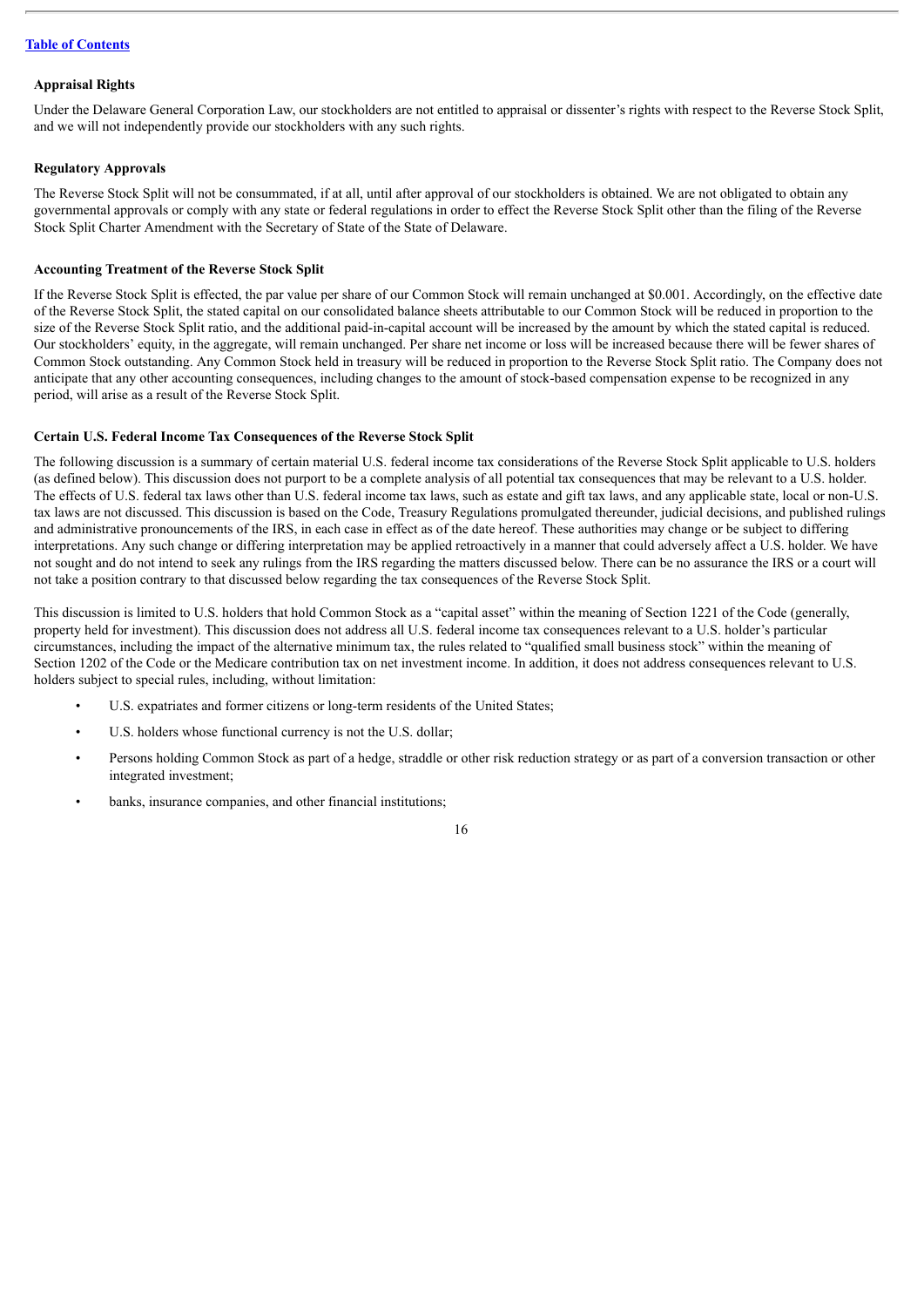**Appraisal Rights**

Under the Delaware General Corporation Law, our stockholders are not entitled to appraisal or dissenter's rights with respect to the Reverse Stock Split, and we will not independently provide our stockholders with any such rights.

**Regulatory Approvals**

The Reverse Stock Split will not be consummated, if at all, until after approval of our stockholders is obtained. We are not obligated to obtain any governmental approvals or comply with any state or federal regulations in order to effect the Reverse Stock Split other than the filing of the Reverse Stock Split Charter Amendment with the Secretary of State of the State of Delaware.

**Accounting Treatment of the Reverse Stock Split**

If the Reverse Stock Split is effected, the par value per share of our Common Stock will remain unchanged at $0.001. Accordingly, on the effective date of the Reverse Stock Split, the stated capital on our consolidated balance sheets attributable to our Common Stock will be reduced in proportion to the size of the Reverse Stock Split ratio, and the additional paid-in-capital account will be increased by the amount by which the stated capital is reduced. Our stockholders' equity, in the aggregate, will remain unchanged. Per share net income or loss will be increased because there will be fewer shares of Common Stock outstanding. Any Common Stock held in treasury will be reduced in proportion to the Reverse Stock Split ratio. The Company does not anticipate that any other accounting consequences, including changes to the amount of stock-based compensation expense to be recognized in any period, will arise as a result of the Reverse Stock Split.

**Certain U.S. Federal Income Tax Consequences of the Reverse Stock Split**

The following discussion is a summary of certain material U.S. federal income tax considerations of the Reverse Stock Split applicable to U.S. holders (as defined below). This discussion does not purport to be a complete analysis of all potential tax consequences that may be relevant to a U.S. holder. The effects of U.S. federal tax laws other than U.S. federal income tax laws, such as estate and gift tax laws, and any applicable state, local or non-U.S. tax laws are not discussed. This discussion is based on the Code, Treasury Regulations promulgated thereunder, judicial decisions, and published rulings and administrative pronouncements of the IRS, in each case in effect as of the date hereof. These authorities may change or be subject to differing interpretations. Any such change or differing interpretation may be applied retroactively in a manner that could adversely affect a U.S. holder. We have not sought and do not intend to seek any rulings from the IRS regarding the matters discussed below. There can be no assurance the IRS or a court will not take a position contrary to that discussed below regarding the tax consequences of the Reverse Stock Split.

This discussion is limited to U.S. holders that hold Common Stock as a "capital asset" within the meaning of Section 1221 of the Code (generally, property held for investment). This discussion does not address all U.S. federal income tax consequences relevant to a U.S. holder's particular circumstances, including the impact of the alternative minimum tax, the rules related to "qualified small business stock" within the meaning of Section 1202 of the Code or the Medicare contribution tax on net investment income. In addition, it does not address consequences relevant to U.S. holders subject to special rules, including, without limitation:

- U.S. expatriates and former citizens or long-term residents of the United States;
- U.S. holders whose functional currency is not the U.S. dollar;
- Persons holding Common Stock as part of a hedge, straddle or other risk reduction strategy or as part of a conversion transaction or other integrated investment;
- banks, insurance companies, and other financial institutions;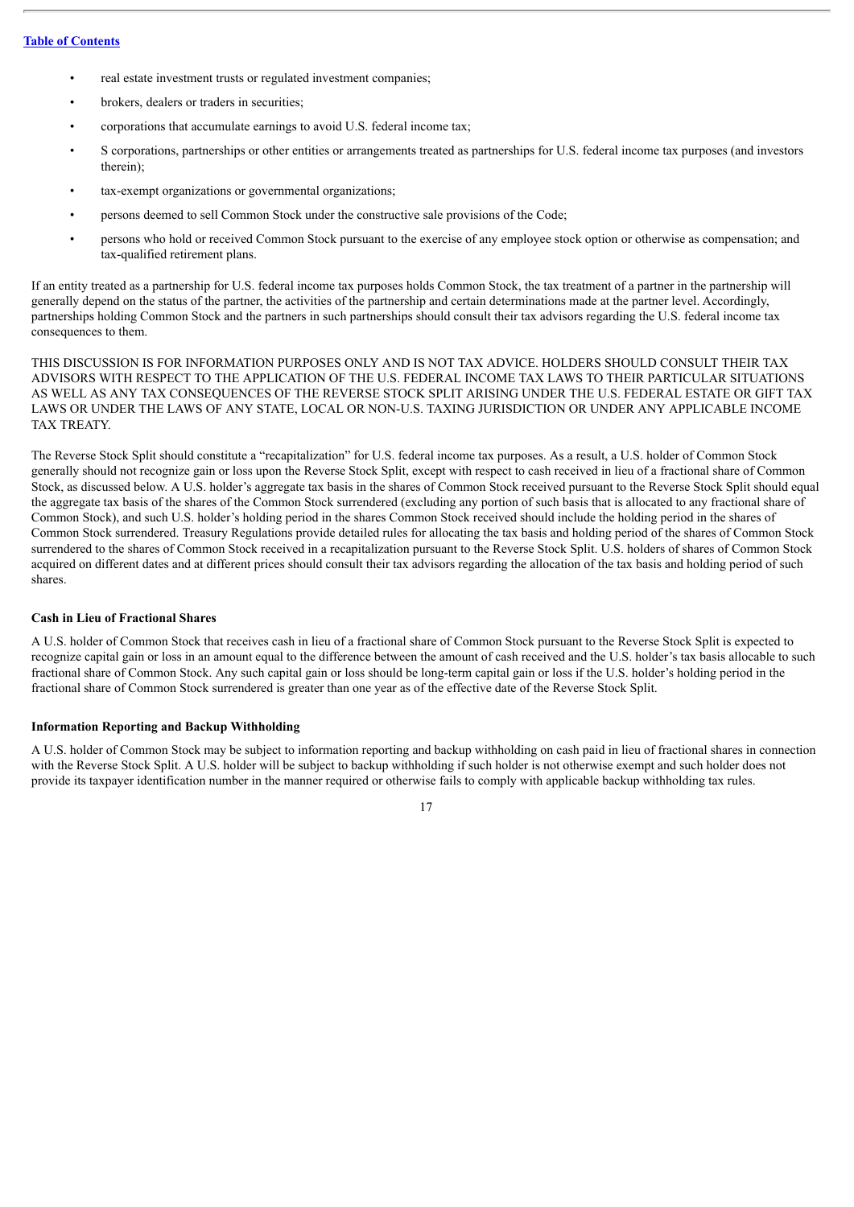- real estate investment trusts or regulated investment companies;
- brokers, dealers or traders in securities;
- corporations that accumulate earnings to avoid U.S. federal income tax;
- S corporations, partnerships or other entities or arrangements treated as partnerships for U.S. federal income tax purposes (and investors therein);
- tax-exempt organizations or governmental organizations;
- persons deemed to sell Common Stock under the constructive sale provisions of the Code;
- persons who hold or received Common Stock pursuant to the exercise of any employee stock option or otherwise as compensation; and tax-qualified retirement plans.

If an entity treated as a partnership for U.S. federal income tax purposes holds Common Stock, the tax treatment of a partner in the partnership will generally depend on the status of the partner, the activities of the partnership and certain determinations made at the partner level. Accordingly, partnerships holding Common Stock and the partners in such partnerships should consult their tax advisors regarding the U.S. federal income tax consequences to them.

THIS DISCUSSION IS FOR INFORMATION PURPOSES ONLY AND IS NOT TAX ADVICE. HOLDERS SHOULD CONSULT THEIR TAX ADVISORS WITH RESPECT TO THE APPLICATION OF THE U.S. FEDERAL INCOME TAX LAWS TO THEIR PARTICULAR SITUATIONS AS WELL AS ANY TAX CONSEQUENCES OF THE REVERSE STOCK SPLIT ARISING UNDER THE U.S. FEDERAL ESTATE OR GIFT TAX LAWS OR UNDER THE LAWS OF ANY STATE, LOCAL OR NON-U.S. TAXING JURISDICTION OR UNDER ANY APPLICABLE INCOME TAX TREATY.

The Reverse Stock Split should constitute a "recapitalization" for U.S. federal income tax purposes. As a result, a U.S. holder of Common Stock generally should not recognize gain or loss upon the Reverse Stock Split, except with respect to cash received in lieu of a fractional share of Common Stock, as discussed below. A U.S. holder's aggregate tax basis in the shares of Common Stock received pursuant to the Reverse Stock Split should equal the aggregate tax basis of the shares of the Common Stock surrendered (excluding any portion of such basis that is allocated to any fractional share of Common Stock), and such U.S. holder's holding period in the shares Common Stock received should include the holding period in the shares of Common Stock surrendered. Treasury Regulations provide detailed rules for allocating the tax basis and holding period of the shares of Common Stock surrendered to the shares of Common Stock received in a recapitalization pursuant to the Reverse Stock Split. U.S. holders of shares of Common Stock acquired on different dates and at different prices should consult their tax advisors regarding the allocation of the tax basis and holding period of such shares.

**Cash in Lieu of Fractional Shares**

A U.S. holder of Common Stock that receives cash in lieu of a fractional share of Common Stock pursuant to the Reverse Stock Split is expected to recognize capital gain or loss in an amount equal to the difference between the amount of cash received and the U.S. holder's tax basis allocable to such fractional share of Common Stock. Any such capital gain or loss should be long-term capital gain or loss if the U.S. holder's holding period in the fractional share of Common Stock surrendered is greater than one year as of the effective date of the Reverse Stock Split.

**Information Reporting and Backup Withholding**

A U.S. holder of Common Stock may be subject to information reporting and backup withholding on cash paid in lieu of fractional shares in connection with the Reverse Stock Split. A U.S. holder will be subject to backup withholding if such holder is not otherwise exempt and such holder does not provide its taxpayer identification number in the manner required or otherwise fails to comply with applicable backup withholding tax rules.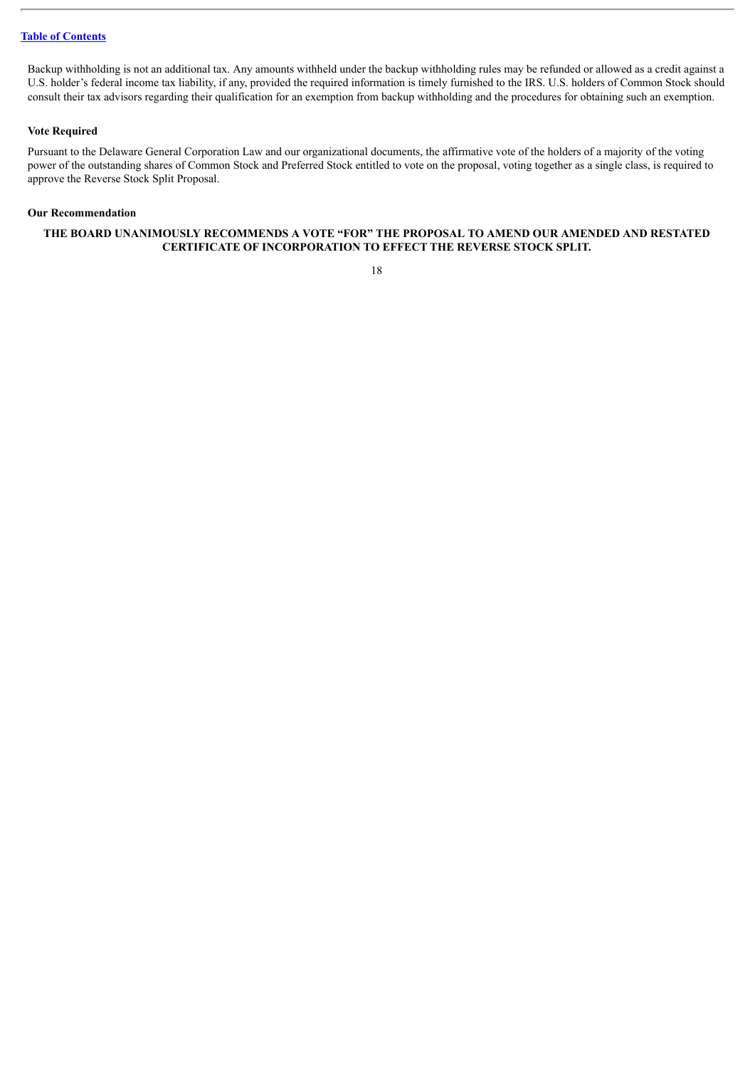Backup withholding is not an additional tax. Any amounts withheld under the backup withholding rules may be refunded or allowed as a credit against a U.S. holder's federal income tax liability, if any, provided the required information is timely furnished to the IRS. U.S. holders of Common Stock should consult their tax advisors regarding their qualification for an exemption from backup withholding and the procedures for obtaining such an exemption.

### Vote Required

Pursuant to the Delaware General Corporation Law and our organizational documents, the affirmative vote of the holders of a majority of the voting power of the outstanding shares of Common Stock and Preferred Stock entitled to vote on the proposal, voting together as a single class, is required to approve the Reverse Stock Split Proposal.

### Our Recommendation

**THE BOARD UNANIMOUSLY RECOMMENDS A VOTE "FOR" THE PROPOSAL TO AMEND OUR AMENDED AND RESTATED CERTIFICATE OF INCORPORATION TO EFFECT THE REVERSE STOCK SPLIT.**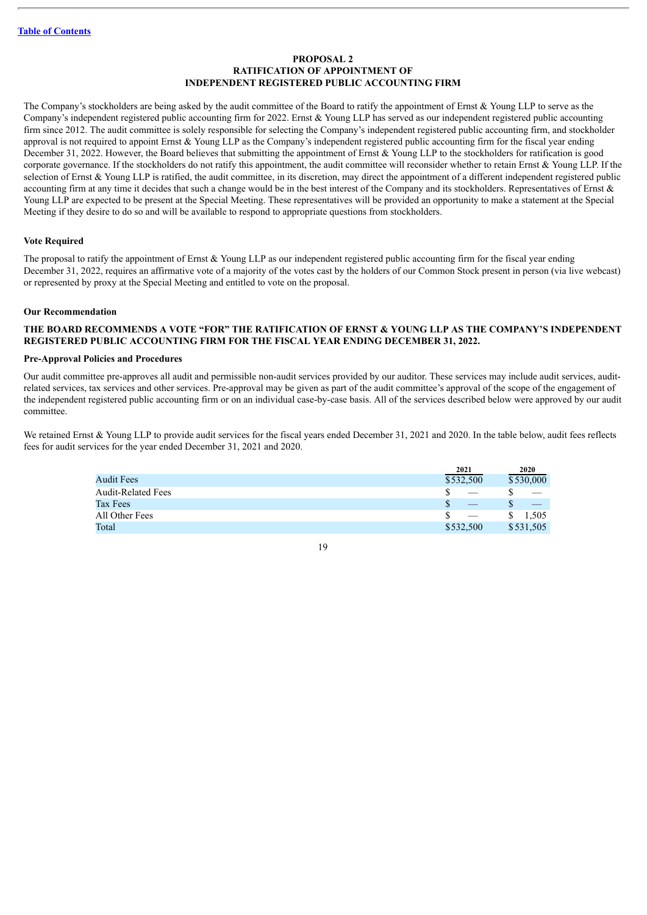## PROPOSAL 2
## RATIFICATION OF APPOINTMENT OF INDEPENDENT REGISTERED PUBLIC ACCOUNTING FIRM

The Company's stockholders are being asked by the audit committee of the Board to ratify the appointment of Ernst & Young LLP to serve as the Company's independent registered public accounting firm for 2022. Ernst & Young LLP has served as our independent registered public accounting firm since 2012. The audit committee is solely responsible for selecting the Company's independent registered public accounting firm, and stockholder approval is not required to appoint Ernst & Young LLP as the Company's independent registered public accounting firm for the fiscal year ending December 31, 2022. However, the Board believes that submitting the appointment of Ernst & Young LLP to the stockholders for ratification is good corporate governance. If the stockholders do not ratify this appointment, the audit committee will reconsider whether to retain Ernst & Young LLP. If the selection of Ernst & Young LLP is ratified, the audit committee, in its discretion, may direct the appointment of a different independent registered public accounting firm at any time it decides that such a change would be in the best interest of the Company and its stockholders. Representatives of Ernst & Young LLP are expected to be present at the Special Meeting. These representatives will be provided an opportunity to make a statement at the Special Meeting if they desire to do so and will be available to respond to appropriate questions from stockholders.

### Vote Required

The proposal to ratify the appointment of Ernst & Young LLP as our independent registered public accounting firm for the fiscal year ending December 31, 2022, requires an affirmative vote of a majority of the votes cast by the holders of our Common Stock present in person (via live webcast) or represented by proxy at the Special Meeting and entitled to vote on the proposal.

### Our Recommendation

**THE BOARD RECOMMENDS A VOTE "FOR" THE RATIFICATION OF ERNST & YOUNG LLP AS THE COMPANY'S INDEPENDENT REGISTERED PUBLIC ACCOUNTING FIRM FOR THE FISCAL YEAR ENDING DECEMBER 31, 2022.**

### Pre-Approval Policies and Procedures

Our audit committee pre-approves all audit and permissible non-audit services provided by our auditor. These services may include audit services, audit-related services, tax services and other services. Pre-approval may be given as part of the audit committee's approval of the scope of the engagement of the independent registered public accounting firm or on an individual case-by-case basis. All of the services described below were approved by our audit committee.

We retained Ernst & Young LLP to provide audit services for the fiscal years ended December 31, 2021 and 2020. In the table below, audit fees reflects fees for audit services for the year ended December 31, 2021 and 2020.

| | 2021 | 2020 |
|---|---|---|
| Audit Fees | $532,500 | $530,000 |
| Audit-Related Fees | $ — | $ — |
| Tax Fees | $ — | $ — |
| All Other Fees | $ — | $ 1,505 |
| Total | $532,500 | $531,505 |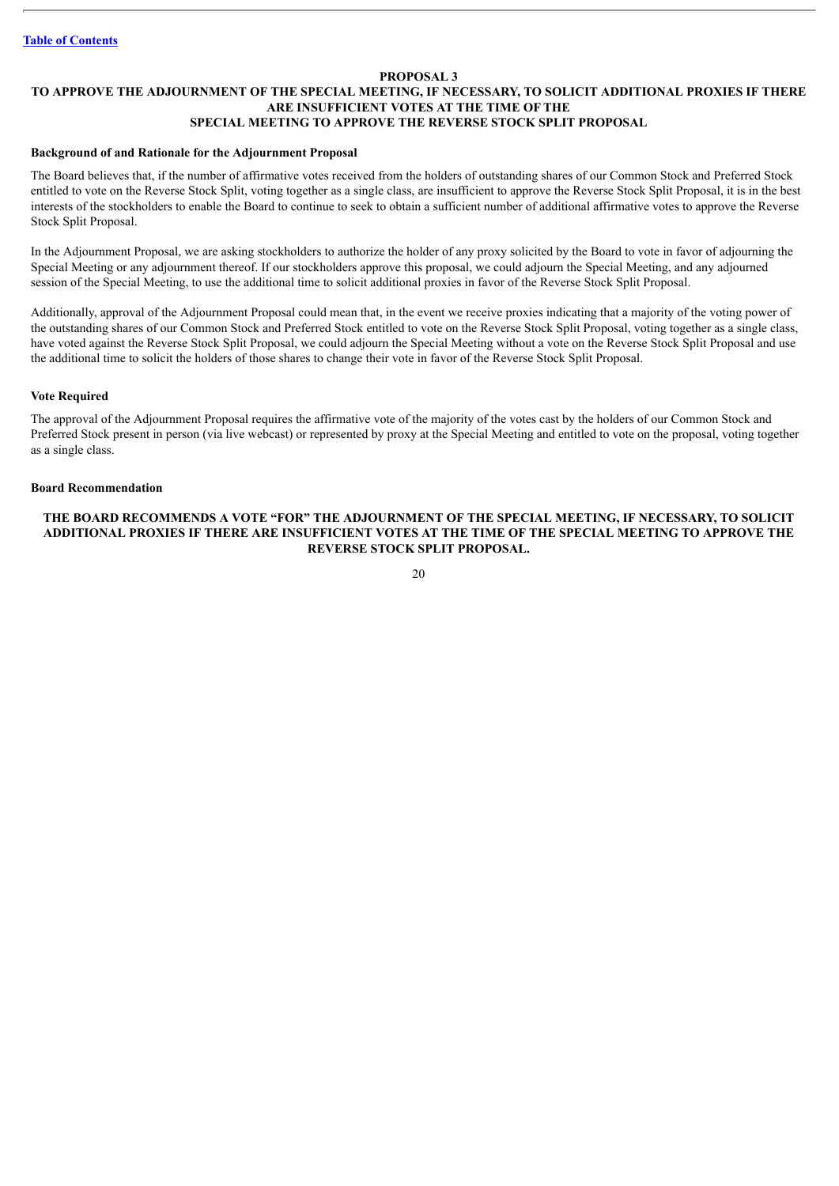## PROPOSAL 3
## TO APPROVE THE ADJOURNMENT OF THE SPECIAL MEETING, IF NECESSARY, TO SOLICIT ADDITIONAL PROXIES IF THERE ARE INSUFFICIENT VOTES AT THE TIME OF THE SPECIAL MEETING TO APPROVE THE REVERSE STOCK SPLIT PROPOSAL

**Background of and Rationale for the Adjournment Proposal**

The Board believes that, if the number of affirmative votes received from the holders of outstanding shares of our Common Stock and Preferred Stock entitled to vote on the Reverse Stock Split, voting together as a single class, are insufficient to approve the Reverse Stock Split Proposal, it is in the best interests of the stockholders to enable the Board to continue to seek to obtain a sufficient number of additional affirmative votes to approve the Reverse Stock Split Proposal.

In the Adjournment Proposal, we are asking stockholders to authorize the holder of any proxy solicited by the Board to vote in favor of adjourning the Special Meeting or any adjournment thereof. If our stockholders approve this proposal, we could adjourn the Special Meeting, and any adjourned session of the Special Meeting, to use the additional time to solicit additional proxies in favor of the Reverse Stock Split Proposal.

Additionally, approval of the Adjournment Proposal could mean that, in the event we receive proxies indicating that a majority of the voting power of the outstanding shares of our Common Stock and Preferred Stock entitled to vote on the Reverse Stock Split Proposal, voting together as a single class, have voted against the Reverse Stock Split Proposal, we could adjourn the Special Meeting without a vote on the Reverse Stock Split Proposal and use the additional time to solicit the holders of those shares to change their vote in favor of the Reverse Stock Split Proposal.

**Vote Required**

The approval of the Adjournment Proposal requires the affirmative vote of the majority of the votes cast by the holders of our Common Stock and Preferred Stock present in person (via live webcast) or represented by proxy at the Special Meeting and entitled to vote on the proposal, voting together as a single class.

**Board Recommendation**

**THE BOARD RECOMMENDS A VOTE "FOR" THE ADJOURNMENT OF THE SPECIAL MEETING, IF NECESSARY, TO SOLICIT ADDITIONAL PROXIES IF THERE ARE INSUFFICIENT VOTES AT THE TIME OF THE SPECIAL MEETING TO APPROVE THE REVERSE STOCK SPLIT PROPOSAL.**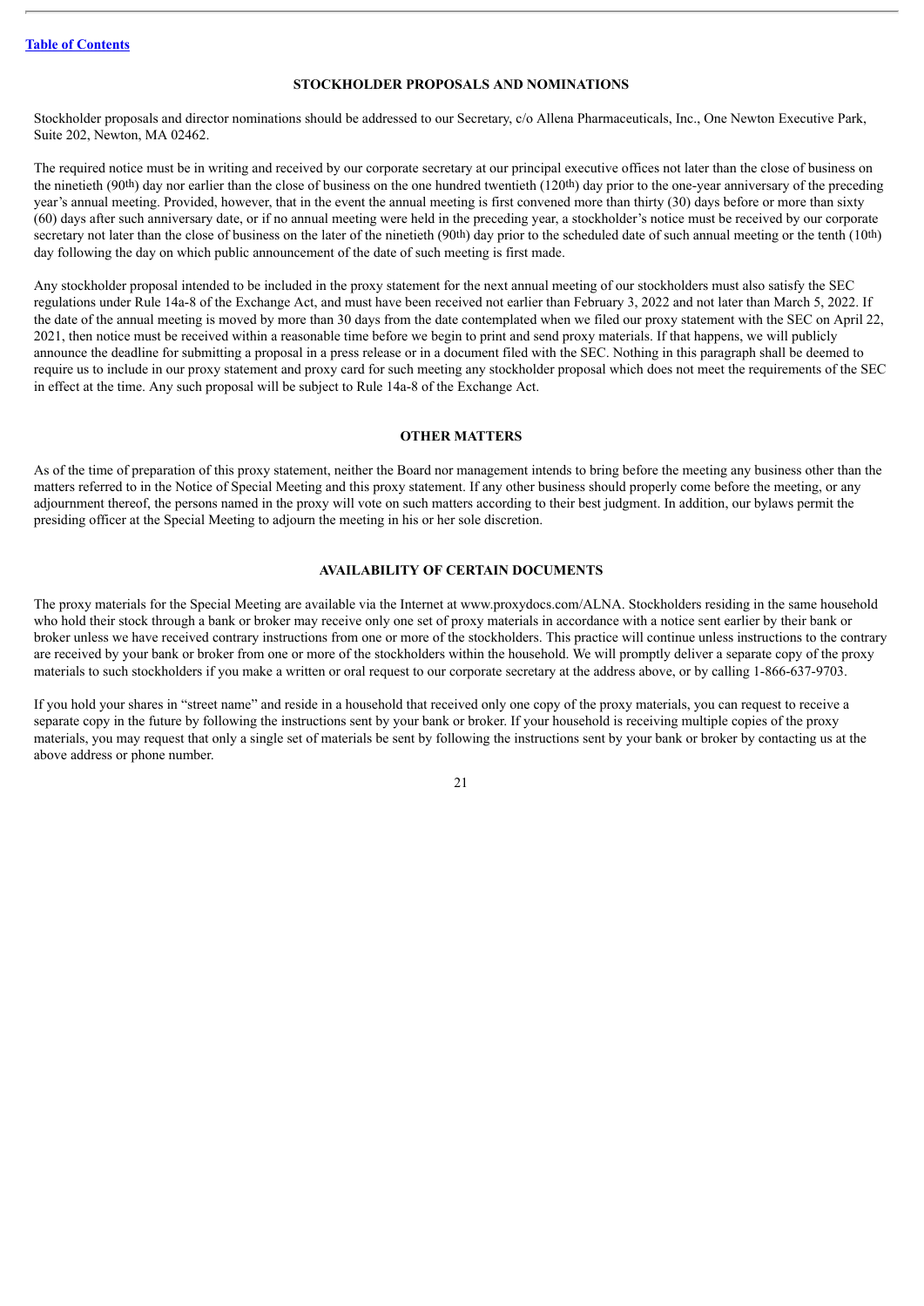[Table of Contents](#)

## STOCKHOLDER PROPOSALS AND NOMINATIONS

Stockholder proposals and director nominations should be addressed to our Secretary, c/o Allena Pharmaceuticals, Inc., One Newton Executive Park, Suite 202, Newton, MA 02462.

The required notice must be in writing and received by our corporate secretary at our principal executive offices not later than the close of business on the ninetieth (90th) day nor earlier than the close of business on the one hundred twentieth (120th) day prior to the one-year anniversary of the preceding year's annual meeting. Provided, however, that in the event the annual meeting is first convened more than thirty (30) days before or more than sixty (60) days after such anniversary date, or if no annual meeting were held in the preceding year, a stockholder's notice must be received by our corporate secretary not later than the close of business on the later of the ninetieth (90th) day prior to the scheduled date of such annual meeting or the tenth (10th) day following the day on which public announcement of the date of such meeting is first made.

Any stockholder proposal intended to be included in the proxy statement for the next annual meeting of our stockholders must also satisfy the SEC regulations under Rule 14a-8 of the Exchange Act, and must have been received not earlier than February 3, 2022 and not later than March 5, 2022. If the date of the annual meeting is moved by more than 30 days from the date contemplated when we filed our proxy statement with the SEC on April 22, 2021, then notice must be received within a reasonable time before we begin to print and send proxy materials. If that happens, we will publicly announce the deadline for submitting a proposal in a press release or in a document filed with the SEC. Nothing in this paragraph shall be deemed to require us to include in our proxy statement and proxy card for such meeting any stockholder proposal which does not meet the requirements of the SEC in effect at the time. Any such proposal will be subject to Rule 14a-8 of the Exchange Act.

## OTHER MATTERS

As of the time of preparation of this proxy statement, neither the Board nor management intends to bring before the meeting any business other than the matters referred to in the Notice of Special Meeting and this proxy statement. If any other business should properly come before the meeting, or any adjournment thereof, the persons named in the proxy will vote on such matters according to their best judgment. In addition, our bylaws permit the presiding officer at the Special Meeting to adjourn the meeting in his or her sole discretion.

## AVAILABILITY OF CERTAIN DOCUMENTS

The proxy materials for the Special Meeting are available via the Internet at www.proxydocs.com/ALNA. Stockholders residing in the same household who hold their stock through a bank or broker may receive only one set of proxy materials in accordance with a notice sent earlier by their bank or broker unless we have received contrary instructions from one or more of the stockholders. This practice will continue unless instructions to the contrary are received by your bank or broker from one or more of the stockholders within the household. We will promptly deliver a separate copy of the proxy materials to such stockholders if you make a written or oral request to our corporate secretary at the address above, or by calling 1-866-637-9703.

If you hold your shares in "street name" and reside in a household that received only one copy of the proxy materials, you can request to receive a separate copy in the future by following the instructions sent by your bank or broker. If your household is receiving multiple copies of the proxy materials, you may request that only a single set of materials be sent by following the instructions sent by your bank or broker by contacting us at the above address or phone number.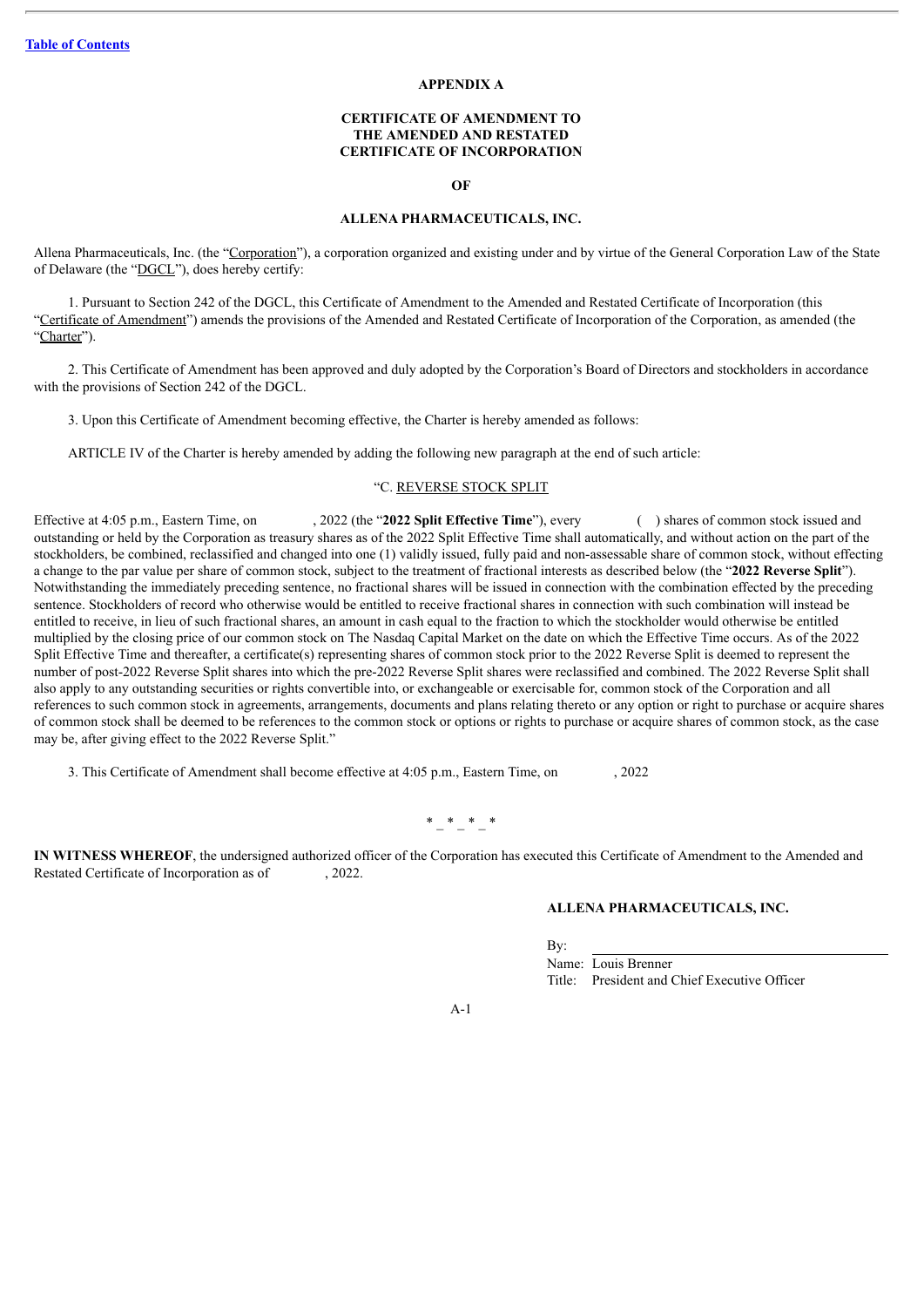**APPENDIX A**

**CERTIFICATE OF AMENDMENT TO
THE AMENDED AND RESTATED
CERTIFICATE OF INCORPORATION**

**OF**

**ALLENA PHARMACEUTICALS, INC.**

Allena Pharmaceuticals, Inc. (the "Corporation"), a corporation organized and existing under and by virtue of the General Corporation Law of the State of Delaware (the "DGCL"), does hereby certify:

1. Pursuant to Section 242 of the DGCL, this Certificate of Amendment to the Amended and Restated Certificate of Incorporation (this "Certificate of Amendment") amends the provisions of the Amended and Restated Certificate of Incorporation of the Corporation, as amended (the "Charter").

2. This Certificate of Amendment has been approved and duly adopted by the Corporation's Board of Directors and stockholders in accordance with the provisions of Section 242 of the DGCL.

3. Upon this Certificate of Amendment becoming effective, the Charter is hereby amended as follows:

ARTICLE IV of the Charter is hereby amended by adding the following new paragraph at the end of such article:

"C. REVERSE STOCK SPLIT

Effective at 4:05 p.m., Eastern Time, on , 2022 (the "**2022 Split Effective Time**"), every ( ) shares of common stock issued and outstanding or held by the Corporation as treasury shares as of the 2022 Split Effective Time shall automatically, and without action on the part of the stockholders, be combined, reclassified and changed into one (1) validly issued, fully paid and non-assessable share of common stock, without effecting a change to the par value per share of common stock, subject to the treatment of fractional interests as described below (the "**2022 Reverse Split**"). Notwithstanding the immediately preceding sentence, no fractional shares will be issued in connection with the combination effected by the preceding sentence. Stockholders of record who otherwise would be entitled to receive fractional shares in connection with such combination will instead be entitled to receive, in lieu of such fractional shares, an amount in cash equal to the fraction to which the stockholder would otherwise be entitled multiplied by the closing price of our common stock on The Nasdaq Capital Market on the date on which the Effective Time occurs. As of the 2022 Split Effective Time and thereafter, a certificate(s) representing shares of common stock prior to the 2022 Reverse Split is deemed to represent the number of post-2022 Reverse Split shares into which the pre-2022 Reverse Split shares were reclassified and combined. The 2022 Reverse Split shall also apply to any outstanding securities or rights convertible into, or exchangeable or exercisable for, common stock of the Corporation and all references to such common stock in agreements, arrangements, documents and plans relating thereto or any option or right to purchase or acquire shares of common stock shall be deemed to be references to the common stock or options or rights to purchase or acquire shares of common stock, as the case may be, after giving effect to the 2022 Reverse Split."

3. This Certificate of Amendment shall become effective at 4:05 p.m., Eastern Time, on , 2022

*_*_*_*

**IN WITNESS WHEREOF**, the undersigned authorized officer of the Corporation has executed this Certificate of Amendment to the Amended and Restated Certificate of Incorporation as of , 2022.

**ALLENA PHARMACEUTICALS, INC.**

By: \_\_\_\_\_\_\_\_\_\_\_\_\_\_\_\_\_\_\_\_\_\_\_\_\_\_\_\_\_\_
Name: Louis Brenner
Title: President and Chief Executive Officer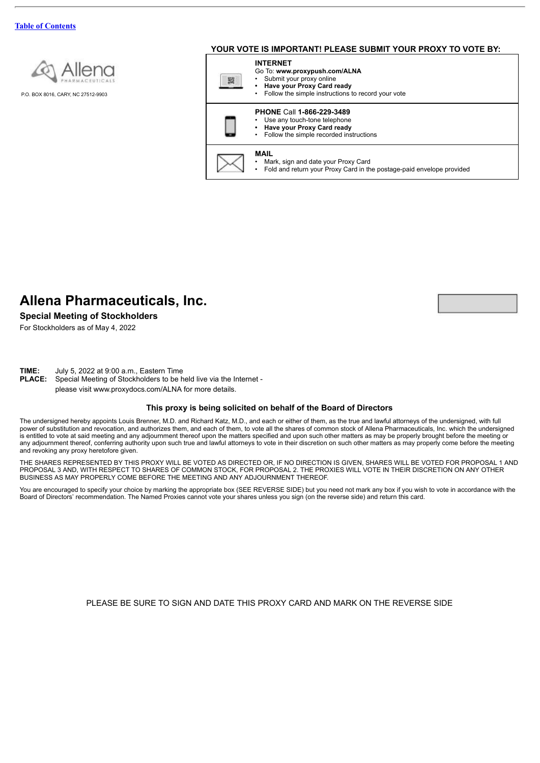[Table of Contents](#)

Allena PHARMACEUTICALS

P.O. BOX 8016, CARY, NC 27512-9903

**YOUR VOTE IS IMPORTANT! PLEASE SUBMIT YOUR PROXY TO VOTE BY:**

**INTERNET**
Go To: **www.proxypush.com/ALNA**
- Submit your proxy online
- **Have your Proxy Card ready**
- Follow the simple instructions to record your vote

**PHONE** Call **1-866-229-3489**
- Use any touch-tone telephone
- **Have your Proxy Card ready**
- Follow the simple recorded instructions

**MAIL**
- Mark, sign and date your Proxy Card
- Fold and return your Proxy Card in the postage-paid envelope provided

# Allena Pharmaceuticals, Inc.

**Special Meeting of Stockholders**

For Stockholders as of May 4, 2022

**TIME:** July 5, 2022 at 9:00 a.m., Eastern Time
**PLACE:** Special Meeting of Stockholders to be held live via the Internet - please visit www.proxydocs.com/ALNA for more details.

**This proxy is being solicited on behalf of the Board of Directors**

The undersigned hereby appoints Louis Brenner, M.D. and Richard Katz, M.D., and each or either of them, as the true and lawful attorneys of the undersigned, with full power of substitution and revocation, and authorizes them, and each of them, to vote all the shares of common stock of Allena Pharmaceuticals, Inc. which the undersigned is entitled to vote at said meeting and any adjournment thereof upon the matters specified and upon such other matters as may be properly brought before the meeting or any adjournment thereof, conferring authority upon such true and lawful attorneys to vote in their discretion on such other matters as may properly come before the meeting and revoking any proxy heretofore given.

THE SHARES REPRESENTED BY THIS PROXY WILL BE VOTED AS DIRECTED OR, IF NO DIRECTION IS GIVEN, SHARES WILL BE VOTED FOR PROPOSAL 1 AND PROPOSAL 3 AND, WITH RESPECT TO SHARES OF COMMON STOCK, FOR PROPOSAL 2. THE PROXIES WILL VOTE IN THEIR DISCRETION ON ANY OTHER BUSINESS AS MAY PROPERLY COME BEFORE THE MEETING AND ANY ADJOURNMENT THEREOF.

You are encouraged to specify your choice by marking the appropriate box (SEE REVERSE SIDE) but you need not mark any box if you wish to vote in accordance with the Board of Directors' recommendation. The Named Proxies cannot vote your shares unless you sign (on the reverse side) and return this card.

PLEASE BE SURE TO SIGN AND DATE THIS PROXY CARD AND MARK ON THE REVERSE SIDE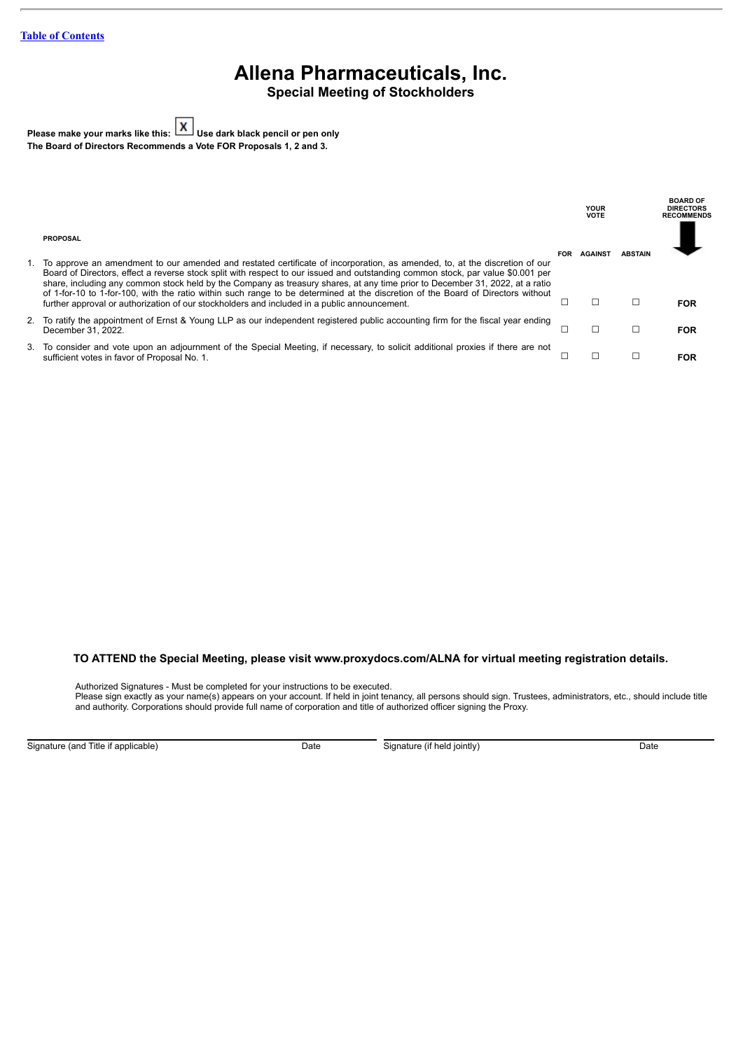[Table of Contents]

# Allena Pharmaceuticals, Inc.

## Special Meeting of Stockholders

**Please make your marks like this:** ☒ **Use dark black pencil or pen only**

**The Board of Directors Recommends a Vote FOR Proposals 1, 2 and 3.**

| PROPOSAL | YOUR VOTE | | | BOARD OF DIRECTORS RECOMMENDS |
|---|---|---|---|---|
| | FOR | AGAINST | ABSTAIN | |
| 1. To approve an amendment to our amended and restated certificate of incorporation, as amended, to, at the discretion of our Board of Directors, effect a reverse stock split with respect to our issued and outstanding common stock, par value $0.001 per share, including any common stock held by the Company as treasury shares, at any time prior to December 31, 2022, at a ratio of 1-for-10 to 1-for-100, with the ratio within such range to be determined at the discretion of the Board of Directors without further approval or authorization of our stockholders and included in a public announcement. | ☐ | ☐ | ☐ | **FOR** |
| 2. To ratify the appointment of Ernst & Young LLP as our independent registered public accounting firm for the fiscal year ending December 31, 2022. | ☐ | ☐ | ☐ | **FOR** |
| 3. To consider and vote upon an adjournment of the Special Meeting, if necessary, to solicit additional proxies if there are not sufficient votes in favor of Proposal No. 1. | ☐ | ☐ | ☐ | **FOR** |

**TO ATTEND the Special Meeting, please visit www.proxydocs.com/ALNA for virtual meeting registration details.**

Authorized Signatures - Must be completed for your instructions to be executed.

Please sign exactly as your name(s) appears on your account. If held in joint tenancy, all persons should sign. Trustees, administrators, etc., should include title and authority. Corporations should provide full name of corporation and title of authorized officer signing the Proxy.

Signature (and Title if applicable) &nbsp;&nbsp; Date &nbsp;&nbsp; Signature (if held jointly) &nbsp;&nbsp; Date